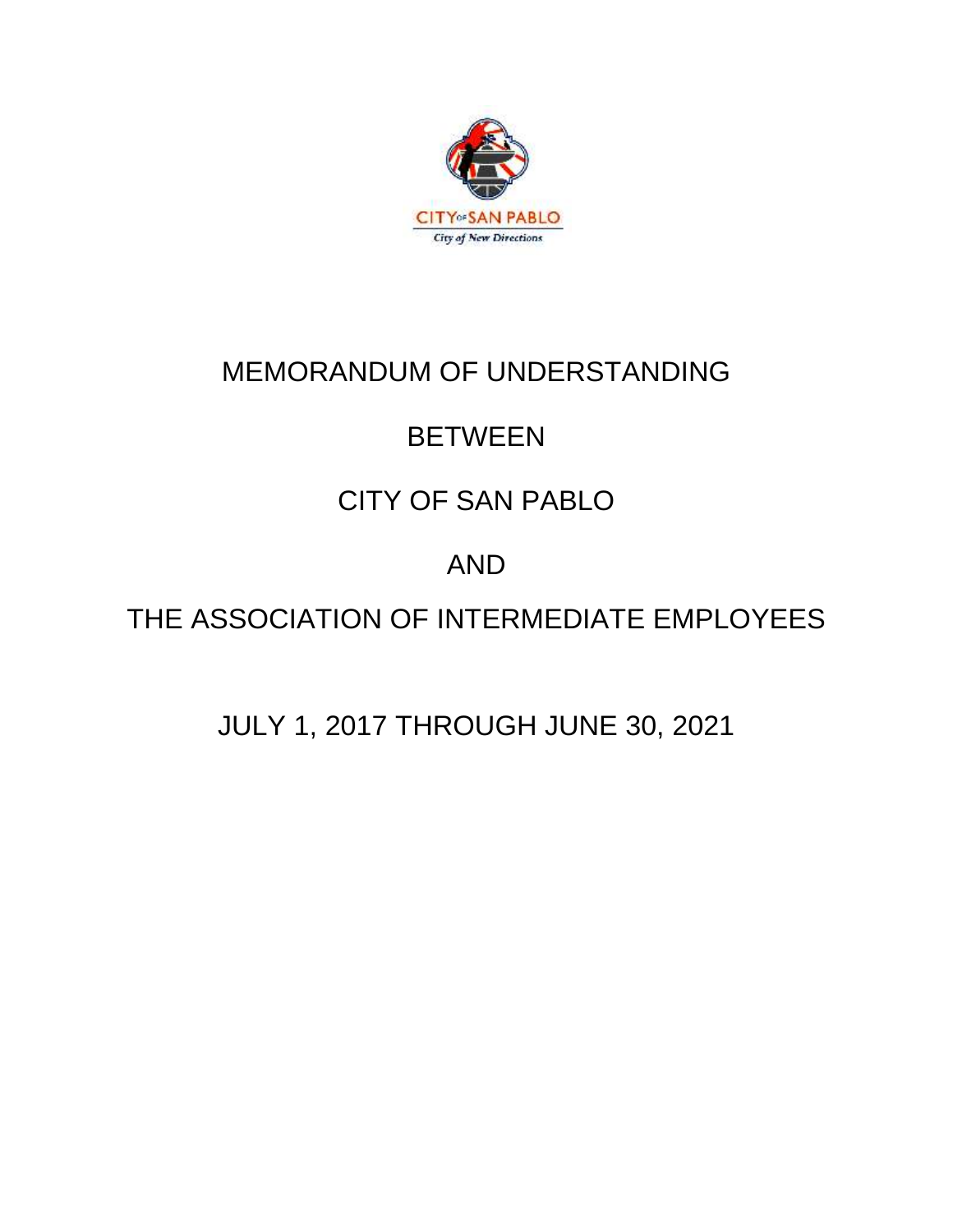CITY OF SAN PABLO

City of New Directions

# MEMORANDUM OF UNDERSTANDING

# BETWEEN

# CITY OF SAN PABLO

# AND

# THE ASSOCIATION OF INTERMEDIATE EMPLOYEES

# JULY 1, 2017 THROUGH JUNE 30, 2021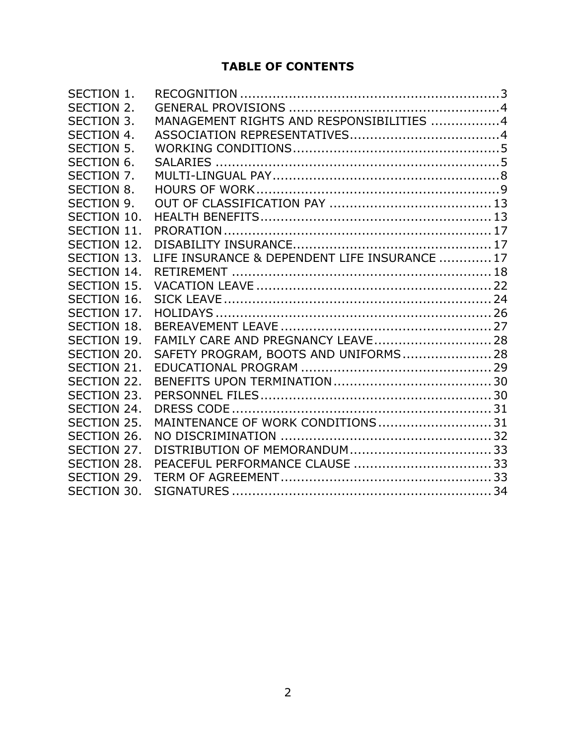# TABLE OF CONTENTS

| | | |
|---|---|---|
| SECTION 1. | RECOGNITION | 3 |
| SECTION 2. | GENERAL PROVISIONS | 4 |
| SECTION 3. | MANAGEMENT RIGHTS AND RESPONSIBILITIES | 4 |
| SECTION 4. | ASSOCIATION REPRESENTATIVES | 4 |
| SECTION 5. | WORKING CONDITIONS | 5 |
| SECTION 6. | SALARIES | 5 |
| SECTION 7. | MULTI-LINGUAL PAY | 8 |
| SECTION 8. | HOURS OF WORK | 9 |
| SECTION 9. | OUT OF CLASSIFICATION PAY | 13 |
| SECTION 10. | HEALTH BENEFITS | 13 |
| SECTION 11. | PRORATION | 17 |
| SECTION 12. | DISABILITY INSURANCE | 17 |
| SECTION 13. | LIFE INSURANCE & DEPENDENT LIFE INSURANCE | 17 |
| SECTION 14. | RETIREMENT | 18 |
| SECTION 15. | VACATION LEAVE | 22 |
| SECTION 16. | SICK LEAVE | 24 |
| SECTION 17. | HOLIDAYS | 26 |
| SECTION 18. | BEREAVEMENT LEAVE | 27 |
| SECTION 19. | FAMILY CARE AND PREGNANCY LEAVE | 28 |
| SECTION 20. | SAFETY PROGRAM, BOOTS AND UNIFORMS | 28 |
| SECTION 21. | EDUCATIONAL PROGRAM | 29 |
| SECTION 22. | BENEFITS UPON TERMINATION | 30 |
| SECTION 23. | PERSONNEL FILES | 30 |
| SECTION 24. | DRESS CODE | 31 |
| SECTION 25. | MAINTENANCE OF WORK CONDITIONS | 31 |
| SECTION 26. | NO DISCRIMINATION | 32 |
| SECTION 27. | DISTRIBUTION OF MEMORANDUM | 33 |
| SECTION 28. | PEACEFUL PERFORMANCE CLAUSE | 33 |
| SECTION 29. | TERM OF AGREEMENT | 33 |
| SECTION 30. | SIGNATURES | 34 |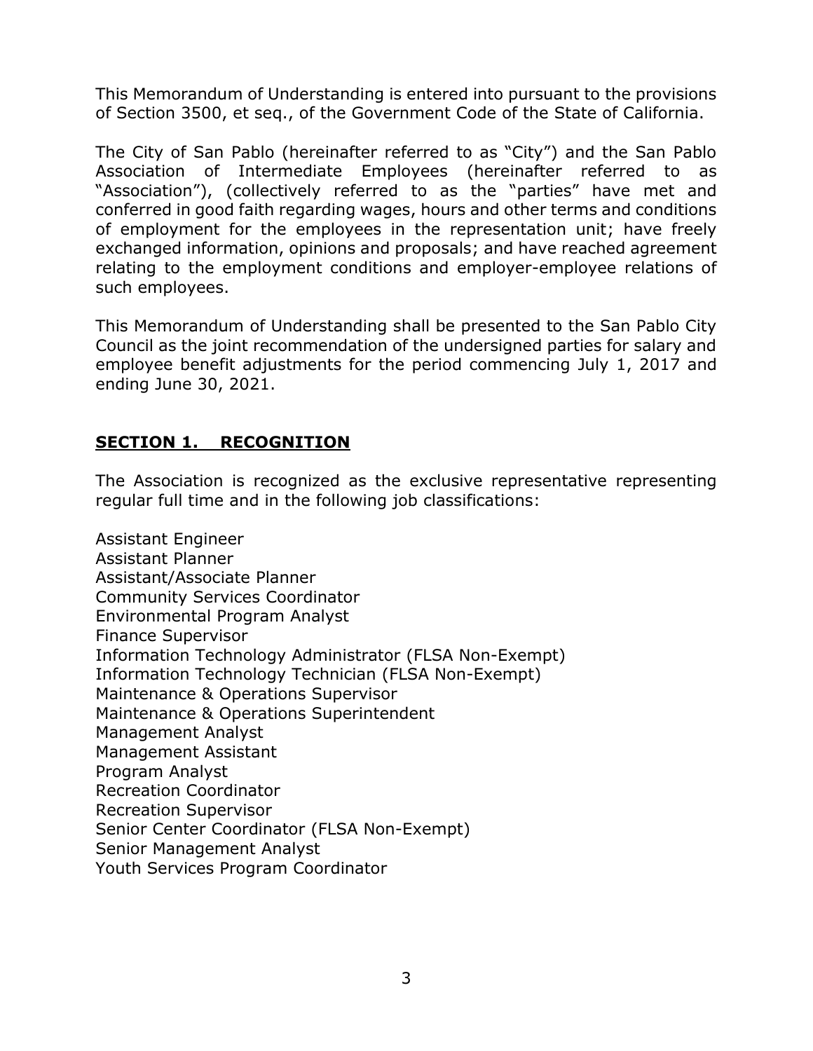This Memorandum of Understanding is entered into pursuant to the provisions of Section 3500, et seq., of the Government Code of the State of California.

The City of San Pablo (hereinafter referred to as "City") and the San Pablo Association of Intermediate Employees (hereinafter referred to as "Association"), (collectively referred to as the "parties" have met and conferred in good faith regarding wages, hours and other terms and conditions of employment for the employees in the representation unit; have freely exchanged information, opinions and proposals; and have reached agreement relating to the employment conditions and employer-employee relations of such employees.

This Memorandum of Understanding shall be presented to the San Pablo City Council as the joint recommendation of the undersigned parties for salary and employee benefit adjustments for the period commencing July 1, 2017 and ending June 30, 2021.

## SECTION 1. RECOGNITION

The Association is recognized as the exclusive representative representing regular full time and in the following job classifications:

Assistant Engineer
Assistant Planner
Assistant/Associate Planner
Community Services Coordinator
Environmental Program Analyst
Finance Supervisor
Information Technology Administrator (FLSA Non-Exempt)
Information Technology Technician (FLSA Non-Exempt)
Maintenance & Operations Supervisor
Maintenance & Operations Superintendent
Management Analyst
Management Assistant
Program Analyst
Recreation Coordinator
Recreation Supervisor
Senior Center Coordinator (FLSA Non-Exempt)
Senior Management Analyst
Youth Services Program Coordinator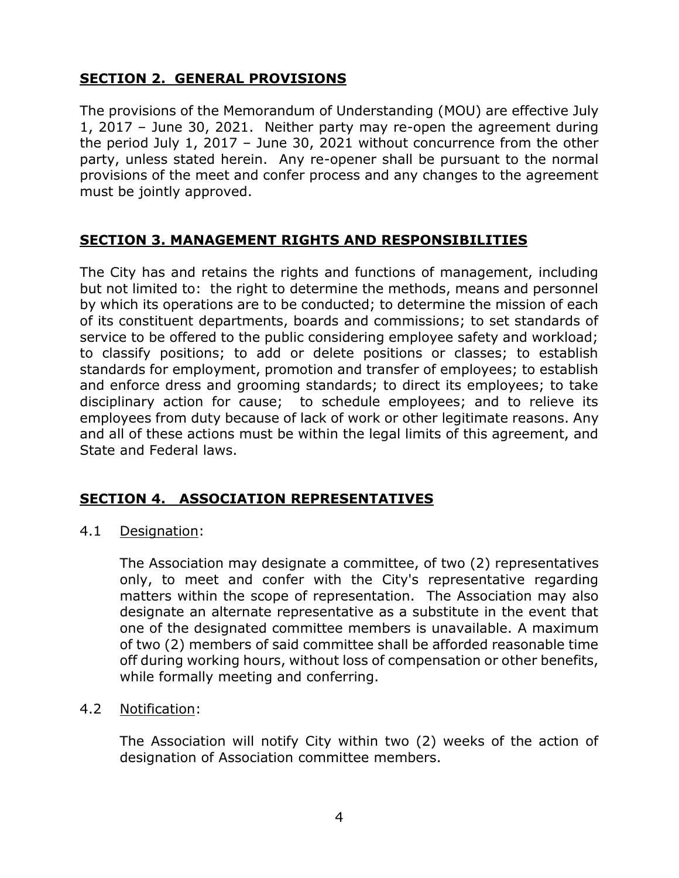## SECTION 2. GENERAL PROVISIONS

The provisions of the Memorandum of Understanding (MOU) are effective July 1, 2017 – June 30, 2021. Neither party may re-open the agreement during the period July 1, 2017 – June 30, 2021 without concurrence from the other party, unless stated herein. Any re-opener shall be pursuant to the normal provisions of the meet and confer process and any changes to the agreement must be jointly approved.

## SECTION 3. MANAGEMENT RIGHTS AND RESPONSIBILITIES

The City has and retains the rights and functions of management, including but not limited to: the right to determine the methods, means and personnel by which its operations are to be conducted; to determine the mission of each of its constituent departments, boards and commissions; to set standards of service to be offered to the public considering employee safety and workload; to classify positions; to add or delete positions or classes; to establish standards for employment, promotion and transfer of employees; to establish and enforce dress and grooming standards; to direct its employees; to take disciplinary action for cause; to schedule employees; and to relieve its employees from duty because of lack of work or other legitimate reasons. Any and all of these actions must be within the legal limits of this agreement, and State and Federal laws.

## SECTION 4. ASSOCIATION REPRESENTATIVES

4.1 Designation:

The Association may designate a committee, of two (2) representatives only, to meet and confer with the City's representative regarding matters within the scope of representation. The Association may also designate an alternate representative as a substitute in the event that one of the designated committee members is unavailable. A maximum of two (2) members of said committee shall be afforded reasonable time off during working hours, without loss of compensation or other benefits, while formally meeting and conferring.

4.2 Notification:

The Association will notify City within two (2) weeks of the action of designation of Association committee members.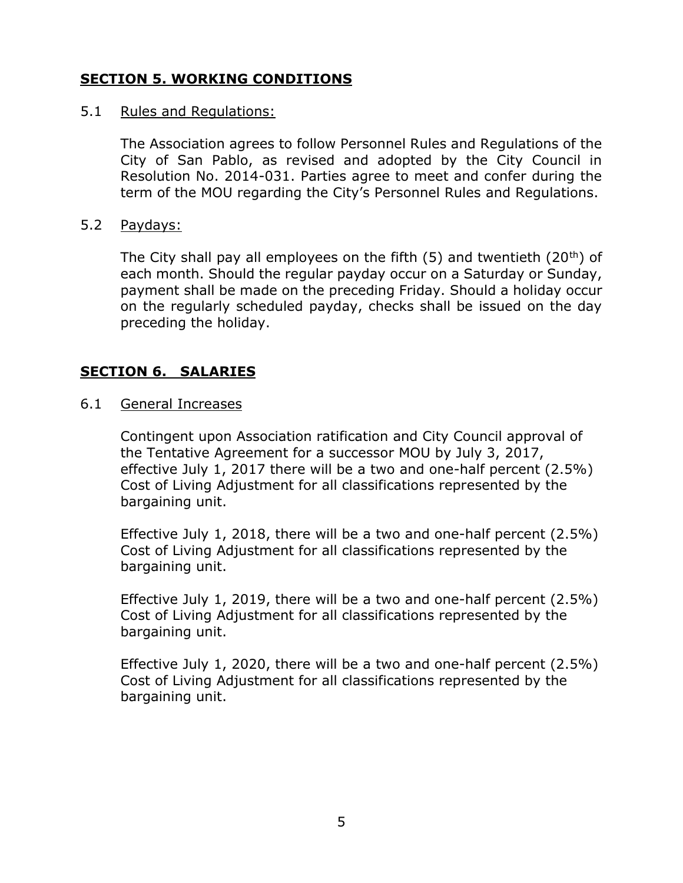## SECTION 5. WORKING CONDITIONS

### 5.1 Rules and Regulations:

The Association agrees to follow Personnel Rules and Regulations of the City of San Pablo, as revised and adopted by the City Council in Resolution No. 2014-031. Parties agree to meet and confer during the term of the MOU regarding the City's Personnel Rules and Regulations.

### 5.2 Paydays:

The City shall pay all employees on the fifth (5) and twentieth (20th) of each month. Should the regular payday occur on a Saturday or Sunday, payment shall be made on the preceding Friday. Should a holiday occur on the regularly scheduled payday, checks shall be issued on the day preceding the holiday.

## SECTION 6. SALARIES

### 6.1 General Increases

Contingent upon Association ratification and City Council approval of the Tentative Agreement for a successor MOU by July 3, 2017, effective July 1, 2017 there will be a two and one-half percent (2.5%) Cost of Living Adjustment for all classifications represented by the bargaining unit.

Effective July 1, 2018, there will be a two and one-half percent (2.5%) Cost of Living Adjustment for all classifications represented by the bargaining unit.

Effective July 1, 2019, there will be a two and one-half percent (2.5%) Cost of Living Adjustment for all classifications represented by the bargaining unit.

Effective July 1, 2020, there will be a two and one-half percent (2.5%) Cost of Living Adjustment for all classifications represented by the bargaining unit.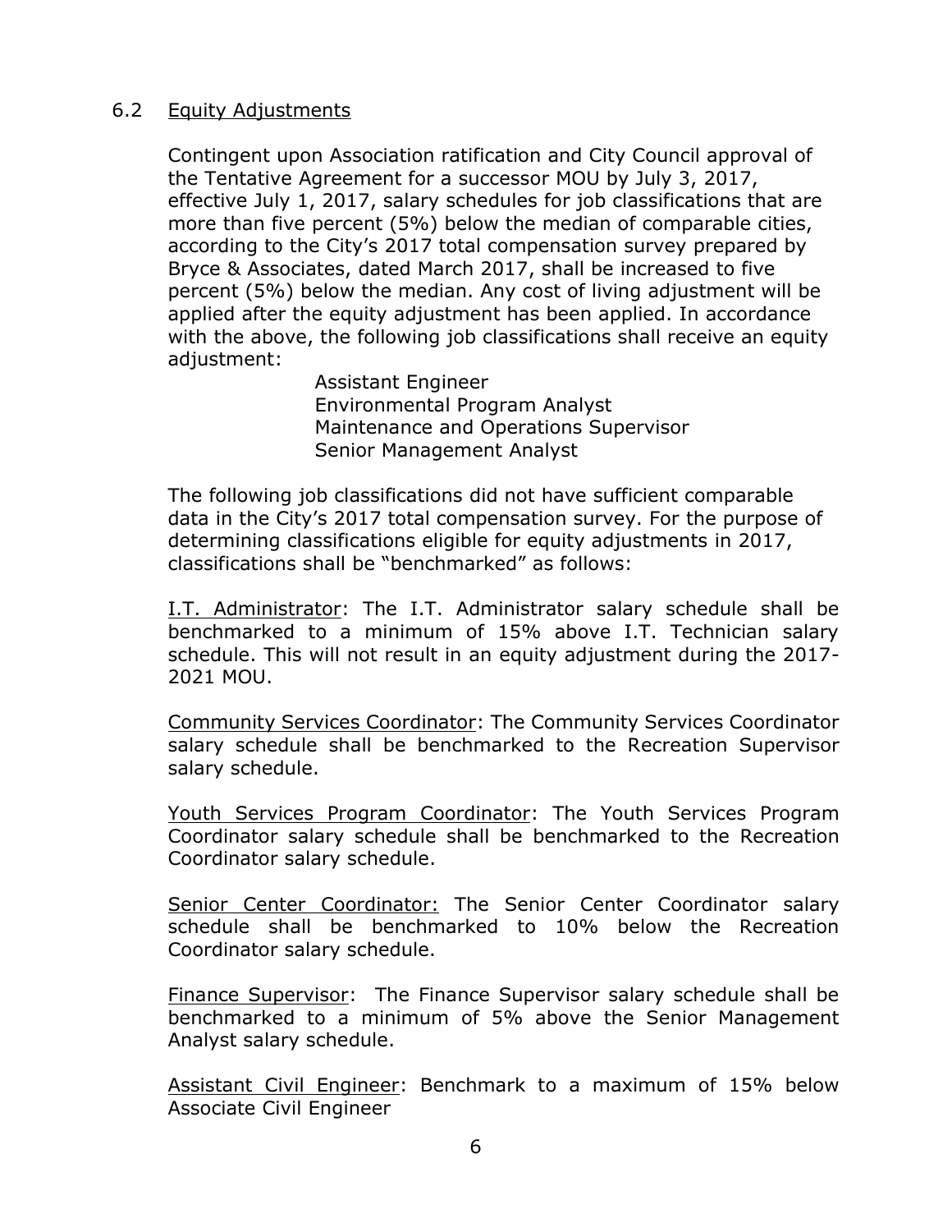### 6.2 Equity Adjustments

Contingent upon Association ratification and City Council approval of the Tentative Agreement for a successor MOU by July 3, 2017, effective July 1, 2017, salary schedules for job classifications that are more than five percent (5%) below the median of comparable cities, according to the City's 2017 total compensation survey prepared by Bryce & Associates, dated March 2017, shall be increased to five percent (5%) below the median. Any cost of living adjustment will be applied after the equity adjustment has been applied. In accordance with the above, the following job classifications shall receive an equity adjustment:

- Assistant Engineer
- Environmental Program Analyst
- Maintenance and Operations Supervisor
- Senior Management Analyst

The following job classifications did not have sufficient comparable data in the City's 2017 total compensation survey. For the purpose of determining classifications eligible for equity adjustments in 2017, classifications shall be "benchmarked" as follows:

<u>I.T. Administrator</u>: The I.T. Administrator salary schedule shall be benchmarked to a minimum of 15% above I.T. Technician salary schedule. This will not result in an equity adjustment during the 2017-2021 MOU.

<u>Community Services Coordinator</u>: The Community Services Coordinator salary schedule shall be benchmarked to the Recreation Supervisor salary schedule.

<u>Youth Services Program Coordinator</u>: The Youth Services Program Coordinator salary schedule shall be benchmarked to the Recreation Coordinator salary schedule.

<u>Senior Center Coordinator:</u> The Senior Center Coordinator salary schedule shall be benchmarked to 10% below the Recreation Coordinator salary schedule.

<u>Finance Supervisor</u>: The Finance Supervisor salary schedule shall be benchmarked to a minimum of 5% above the Senior Management Analyst salary schedule.

<u>Assistant Civil Engineer</u>: Benchmark to a maximum of 15% below Associate Civil Engineer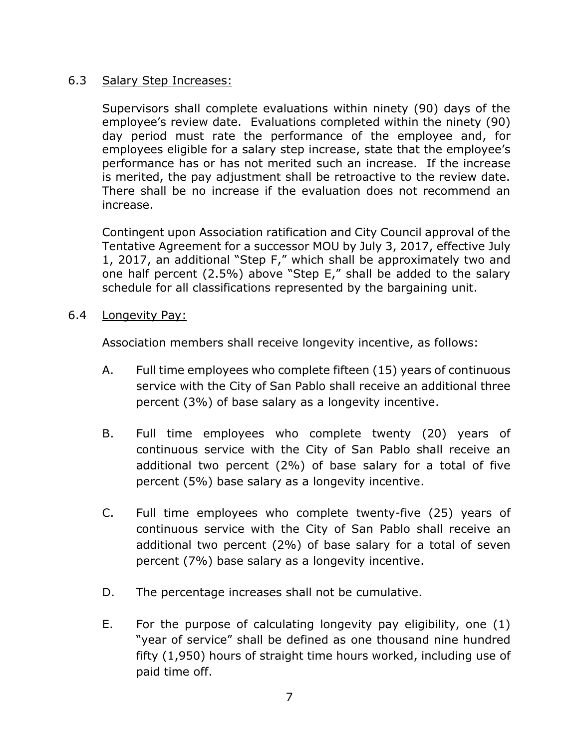### 6.3 Salary Step Increases:

Supervisors shall complete evaluations within ninety (90) days of the employee's review date. Evaluations completed within the ninety (90) day period must rate the performance of the employee and, for employees eligible for a salary step increase, state that the employee's performance has or has not merited such an increase. If the increase is merited, the pay adjustment shall be retroactive to the review date. There shall be no increase if the evaluation does not recommend an increase.

Contingent upon Association ratification and City Council approval of the Tentative Agreement for a successor MOU by July 3, 2017, effective July 1, 2017, an additional "Step F," which shall be approximately two and one half percent (2.5%) above "Step E," shall be added to the salary schedule for all classifications represented by the bargaining unit.

### 6.4 Longevity Pay:

Association members shall receive longevity incentive, as follows:

A. Full time employees who complete fifteen (15) years of continuous service with the City of San Pablo shall receive an additional three percent (3%) of base salary as a longevity incentive.

B. Full time employees who complete twenty (20) years of continuous service with the City of San Pablo shall receive an additional two percent (2%) of base salary for a total of five percent (5%) base salary as a longevity incentive.

C. Full time employees who complete twenty-five (25) years of continuous service with the City of San Pablo shall receive an additional two percent (2%) of base salary for a total of seven percent (7%) base salary as a longevity incentive.

D. The percentage increases shall not be cumulative.

E. For the purpose of calculating longevity pay eligibility, one (1) "year of service" shall be defined as one thousand nine hundred fifty (1,950) hours of straight time hours worked, including use of paid time off.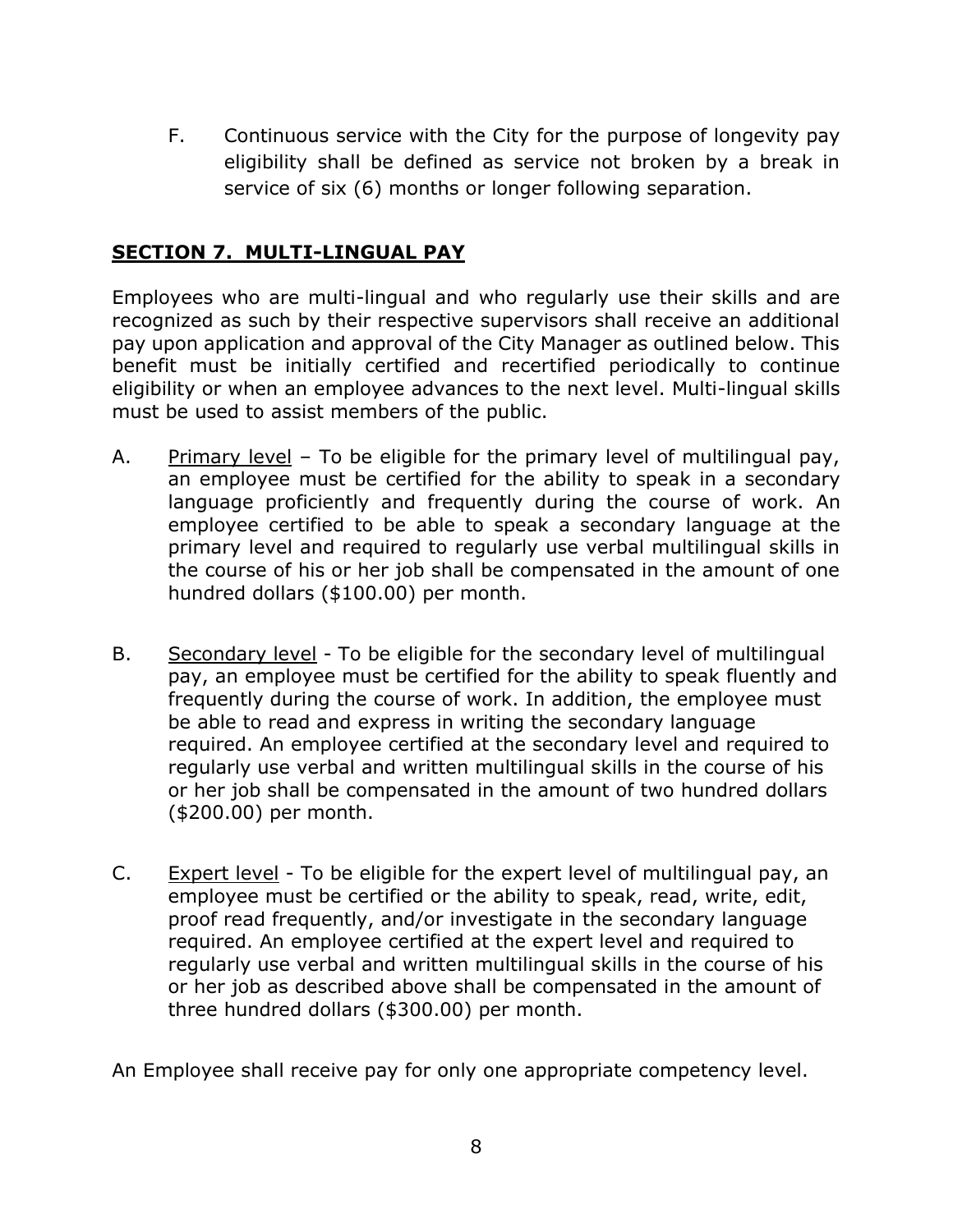F. Continuous service with the City for the purpose of longevity pay eligibility shall be defined as service not broken by a break in service of six (6) months or longer following separation.

## SECTION 7. MULTI-LINGUAL PAY

Employees who are multi-lingual and who regularly use their skills and are recognized as such by their respective supervisors shall receive an additional pay upon application and approval of the City Manager as outlined below. This benefit must be initially certified and recertified periodically to continue eligibility or when an employee advances to the next level. Multi-lingual skills must be used to assist members of the public.

A. Primary level – To be eligible for the primary level of multilingual pay, an employee must be certified for the ability to speak in a secondary language proficiently and frequently during the course of work. An employee certified to be able to speak a secondary language at the primary level and required to regularly use verbal multilingual skills in the course of his or her job shall be compensated in the amount of one hundred dollars ($100.00) per month.

B. Secondary level - To be eligible for the secondary level of multilingual pay, an employee must be certified for the ability to speak fluently and frequently during the course of work. In addition, the employee must be able to read and express in writing the secondary language required. An employee certified at the secondary level and required to regularly use verbal and written multilingual skills in the course of his or her job shall be compensated in the amount of two hundred dollars ($200.00) per month.

C. Expert level - To be eligible for the expert level of multilingual pay, an employee must be certified or the ability to speak, read, write, edit, proof read frequently, and/or investigate in the secondary language required. An employee certified at the expert level and required to regularly use verbal and written multilingual skills in the course of his or her job as described above shall be compensated in the amount of three hundred dollars ($300.00) per month.

An Employee shall receive pay for only one appropriate competency level.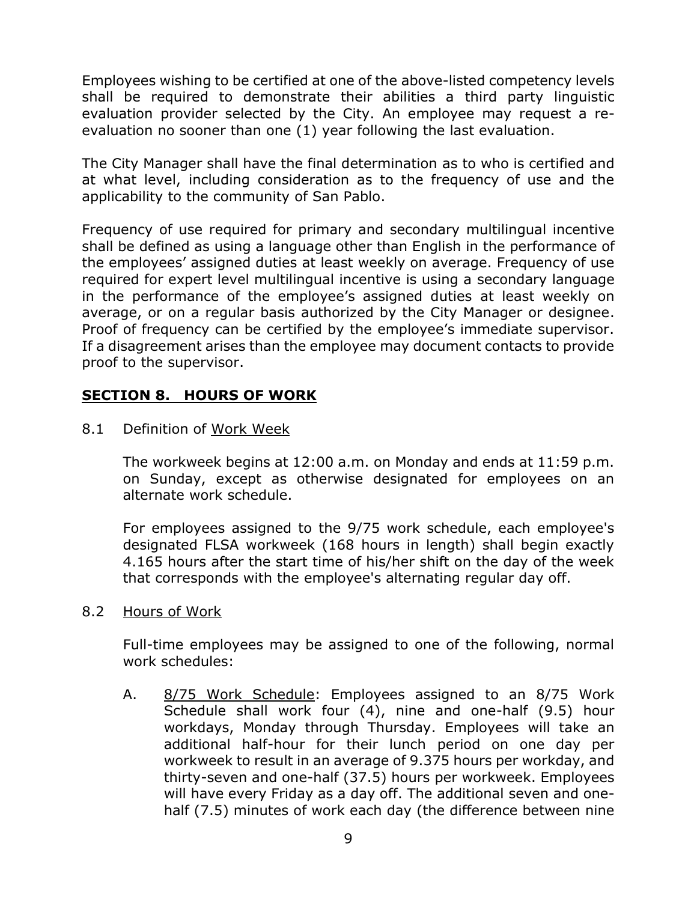Employees wishing to be certified at one of the above-listed competency levels shall be required to demonstrate their abilities a third party linguistic evaluation provider selected by the City. An employee may request a re-evaluation no sooner than one (1) year following the last evaluation.

The City Manager shall have the final determination as to who is certified and at what level, including consideration as to the frequency of use and the applicability to the community of San Pablo.

Frequency of use required for primary and secondary multilingual incentive shall be defined as using a language other than English in the performance of the employees' assigned duties at least weekly on average. Frequency of use required for expert level multilingual incentive is using a secondary language in the performance of the employee's assigned duties at least weekly on average, or on a regular basis authorized by the City Manager or designee. Proof of frequency can be certified by the employee's immediate supervisor. If a disagreement arises than the employee may document contacts to provide proof to the supervisor.

## SECTION 8. HOURS OF WORK

8.1 Definition of Work Week

The workweek begins at 12:00 a.m. on Monday and ends at 11:59 p.m. on Sunday, except as otherwise designated for employees on an alternate work schedule.

For employees assigned to the 9/75 work schedule, each employee's designated FLSA workweek (168 hours in length) shall begin exactly 4.165 hours after the start time of his/her shift on the day of the week that corresponds with the employee's alternating regular day off.

8.2 Hours of Work

Full-time employees may be assigned to one of the following, normal work schedules:

A. 8/75 Work Schedule: Employees assigned to an 8/75 Work Schedule shall work four (4), nine and one-half (9.5) hour workdays, Monday through Thursday. Employees will take an additional half-hour for their lunch period on one day per workweek to result in an average of 9.375 hours per workday, and thirty-seven and one-half (37.5) hours per workweek. Employees will have every Friday as a day off. The additional seven and one-half (7.5) minutes of work each day (the difference between nine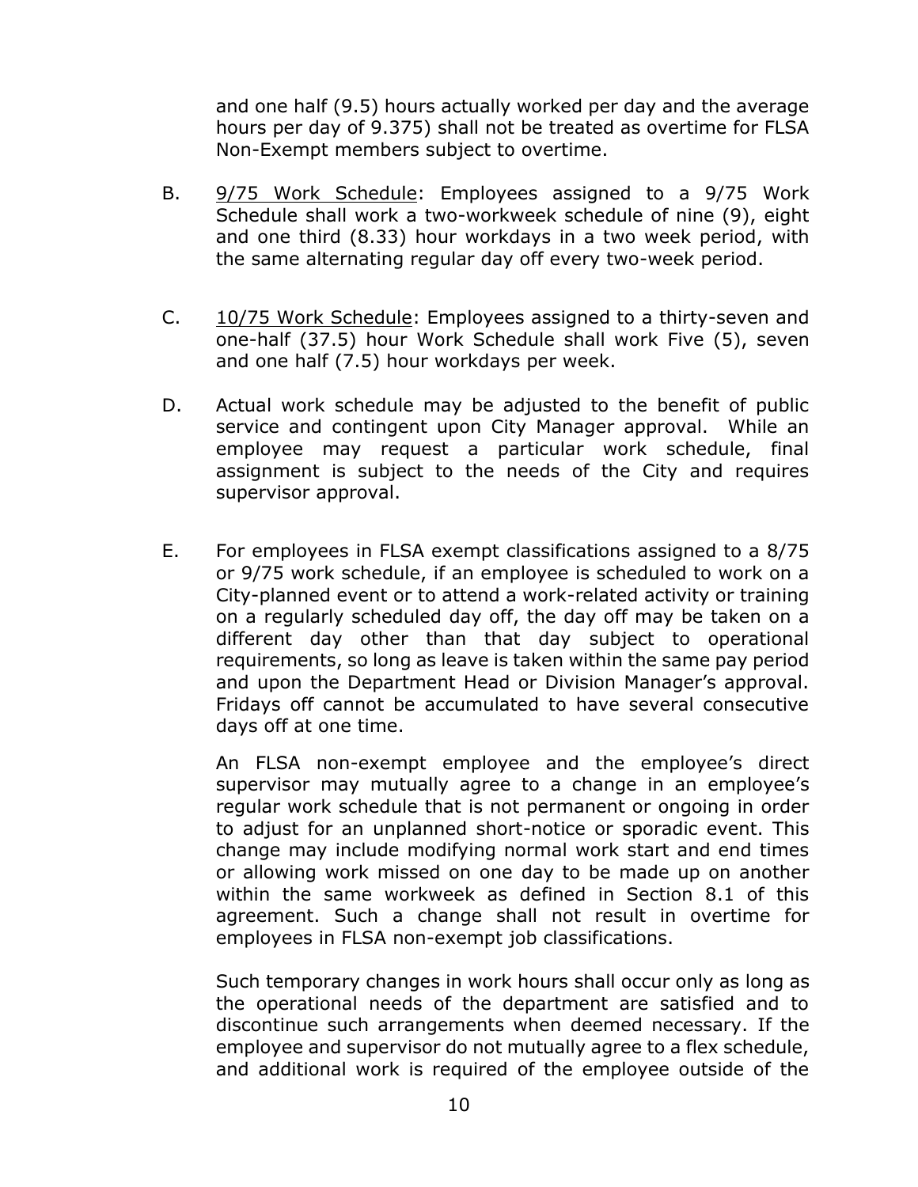and one half (9.5) hours actually worked per day and the average hours per day of 9.375) shall not be treated as overtime for FLSA Non-Exempt members subject to overtime.

B. <u>9/75 Work Schedule</u>: Employees assigned to a 9/75 Work Schedule shall work a two-workweek schedule of nine (9), eight and one third (8.33) hour workdays in a two week period, with the same alternating regular day off every two-week period.

C. <u>10/75 Work Schedule</u>: Employees assigned to a thirty-seven and one-half (37.5) hour Work Schedule shall work Five (5), seven and one half (7.5) hour workdays per week.

D. Actual work schedule may be adjusted to the benefit of public service and contingent upon City Manager approval. While an employee may request a particular work schedule, final assignment is subject to the needs of the City and requires supervisor approval.

E. For employees in FLSA exempt classifications assigned to a 8/75 or 9/75 work schedule, if an employee is scheduled to work on a City-planned event or to attend a work-related activity or training on a regularly scheduled day off, the day off may be taken on a different day other than that day subject to operational requirements, so long as leave is taken within the same pay period and upon the Department Head or Division Manager's approval. Fridays off cannot be accumulated to have several consecutive days off at one time.

An FLSA non-exempt employee and the employee's direct supervisor may mutually agree to a change in an employee's regular work schedule that is not permanent or ongoing in order to adjust for an unplanned short-notice or sporadic event. This change may include modifying normal work start and end times or allowing work missed on one day to be made up on another within the same workweek as defined in Section 8.1 of this agreement. Such a change shall not result in overtime for employees in FLSA non-exempt job classifications.

Such temporary changes in work hours shall occur only as long as the operational needs of the department are satisfied and to discontinue such arrangements when deemed necessary. If the employee and supervisor do not mutually agree to a flex schedule, and additional work is required of the employee outside of the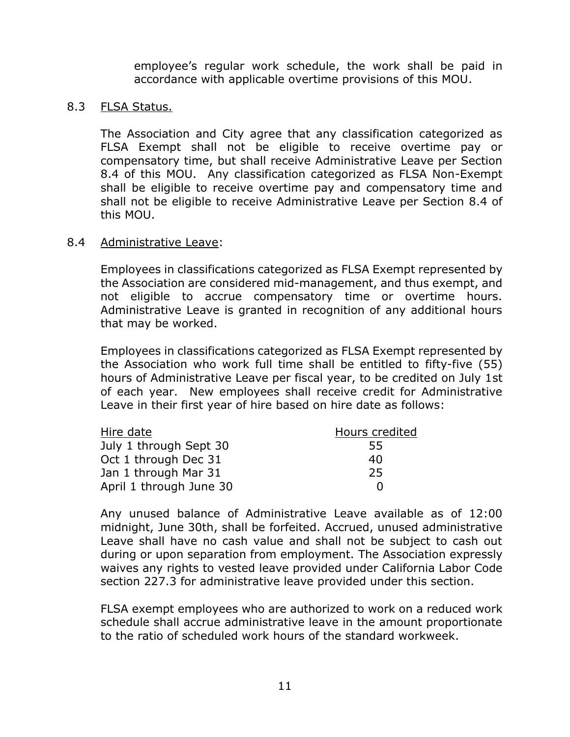employee's regular work schedule, the work shall be paid in accordance with applicable overtime provisions of this MOU.

## 8.3 FLSA Status.

The Association and City agree that any classification categorized as FLSA Exempt shall not be eligible to receive overtime pay or compensatory time, but shall receive Administrative Leave per Section 8.4 of this MOU. Any classification categorized as FLSA Non-Exempt shall be eligible to receive overtime pay and compensatory time and shall not be eligible to receive Administrative Leave per Section 8.4 of this MOU.

## 8.4 Administrative Leave:

Employees in classifications categorized as FLSA Exempt represented by the Association are considered mid-management, and thus exempt, and not eligible to accrue compensatory time or overtime hours. Administrative Leave is granted in recognition of any additional hours that may be worked.

Employees in classifications categorized as FLSA Exempt represented by the Association who work full time shall be entitled to fifty-five (55) hours of Administrative Leave per fiscal year, to be credited on July 1st of each year. New employees shall receive credit for Administrative Leave in their first year of hire based on hire date as follows:

| Hire date | Hours credited |
|---|---|
| July 1 through Sept 30 | 55 |
| Oct 1 through Dec 31 | 40 |
| Jan 1 through Mar 31 | 25 |
| April 1 through June 30 | 0 |

Any unused balance of Administrative Leave available as of 12:00 midnight, June 30th, shall be forfeited. Accrued, unused administrative Leave shall have no cash value and shall not be subject to cash out during or upon separation from employment. The Association expressly waives any rights to vested leave provided under California Labor Code section 227.3 for administrative leave provided under this section.

FLSA exempt employees who are authorized to work on a reduced work schedule shall accrue administrative leave in the amount proportionate to the ratio of scheduled work hours of the standard workweek.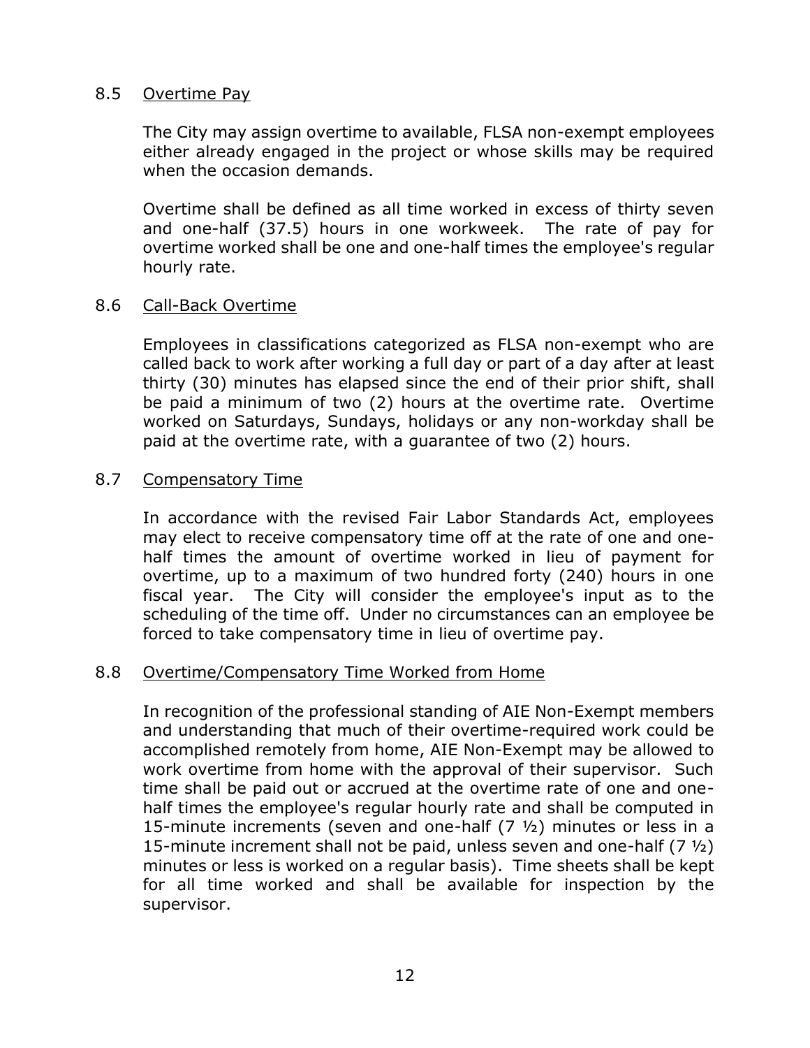### 8.5 Overtime Pay

The City may assign overtime to available, FLSA non-exempt employees either already engaged in the project or whose skills may be required when the occasion demands.

Overtime shall be defined as all time worked in excess of thirty seven and one-half (37.5) hours in one workweek. The rate of pay for overtime worked shall be one and one-half times the employee's regular hourly rate.

### 8.6 Call-Back Overtime

Employees in classifications categorized as FLSA non-exempt who are called back to work after working a full day or part of a day after at least thirty (30) minutes has elapsed since the end of their prior shift, shall be paid a minimum of two (2) hours at the overtime rate. Overtime worked on Saturdays, Sundays, holidays or any non-workday shall be paid at the overtime rate, with a guarantee of two (2) hours.

### 8.7 Compensatory Time

In accordance with the revised Fair Labor Standards Act, employees may elect to receive compensatory time off at the rate of one and one-half times the amount of overtime worked in lieu of payment for overtime, up to a maximum of two hundred forty (240) hours in one fiscal year. The City will consider the employee's input as to the scheduling of the time off. Under no circumstances can an employee be forced to take compensatory time in lieu of overtime pay.

### 8.8 Overtime/Compensatory Time Worked from Home

In recognition of the professional standing of AIE Non-Exempt members and understanding that much of their overtime-required work could be accomplished remotely from home, AIE Non-Exempt may be allowed to work overtime from home with the approval of their supervisor. Such time shall be paid out or accrued at the overtime rate of one and one-half times the employee's regular hourly rate and shall be computed in 15-minute increments (seven and one-half (7 ½) minutes or less in a 15-minute increment shall not be paid, unless seven and one-half (7 ½) minutes or less is worked on a regular basis). Time sheets shall be kept for all time worked and shall be available for inspection by the supervisor.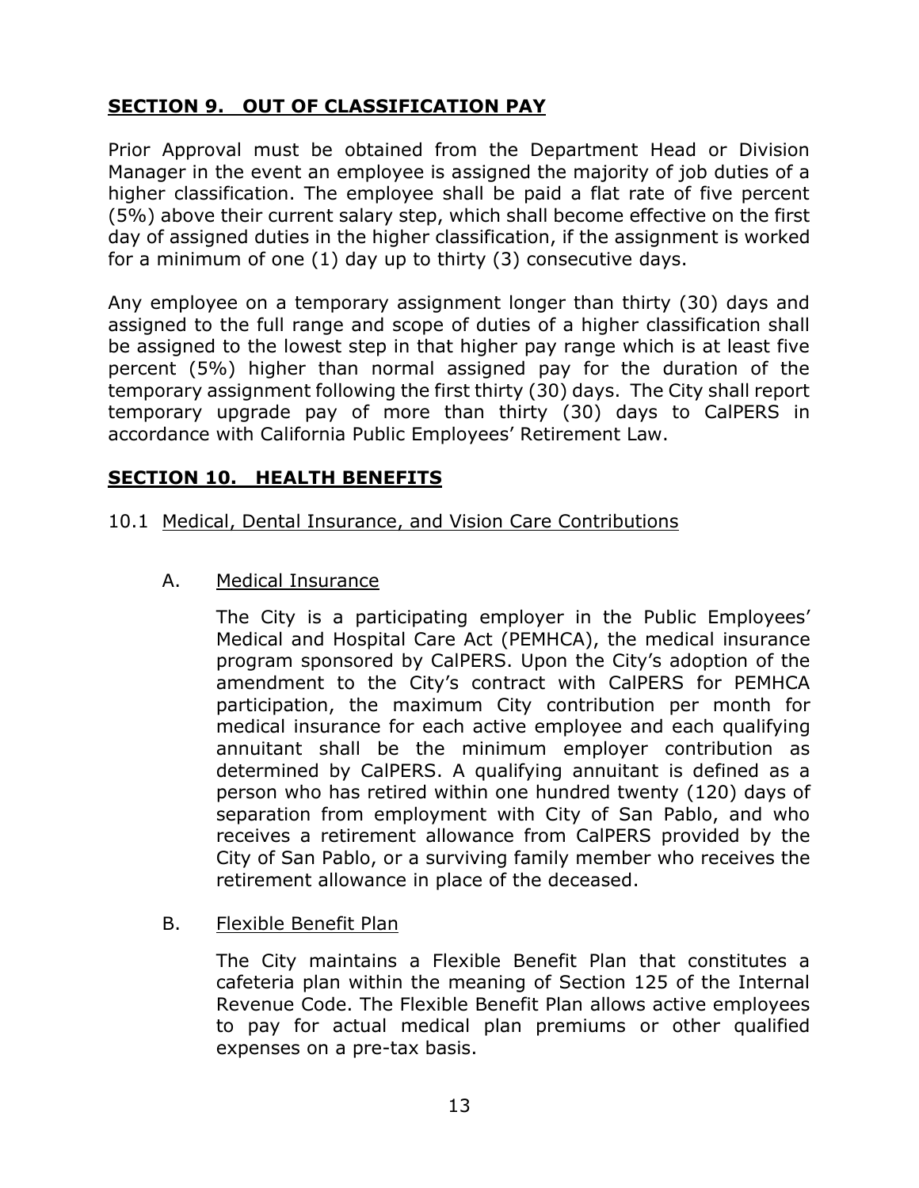## SECTION 9. OUT OF CLASSIFICATION PAY

Prior Approval must be obtained from the Department Head or Division Manager in the event an employee is assigned the majority of job duties of a higher classification. The employee shall be paid a flat rate of five percent (5%) above their current salary step, which shall become effective on the first day of assigned duties in the higher classification, if the assignment is worked for a minimum of one (1) day up to thirty (3) consecutive days.

Any employee on a temporary assignment longer than thirty (30) days and assigned to the full range and scope of duties of a higher classification shall be assigned to the lowest step in that higher pay range which is at least five percent (5%) higher than normal assigned pay for the duration of the temporary assignment following the first thirty (30) days. The City shall report temporary upgrade pay of more than thirty (30) days to CalPERS in accordance with California Public Employees' Retirement Law.

## SECTION 10. HEALTH BENEFITS

10.1 Medical, Dental Insurance, and Vision Care Contributions

A. Medical Insurance

The City is a participating employer in the Public Employees' Medical and Hospital Care Act (PEMHCA), the medical insurance program sponsored by CalPERS. Upon the City's adoption of the amendment to the City's contract with CalPERS for PEMHCA participation, the maximum City contribution per month for medical insurance for each active employee and each qualifying annuitant shall be the minimum employer contribution as determined by CalPERS. A qualifying annuitant is defined as a person who has retired within one hundred twenty (120) days of separation from employment with City of San Pablo, and who receives a retirement allowance from CalPERS provided by the City of San Pablo, or a surviving family member who receives the retirement allowance in place of the deceased.

B. Flexible Benefit Plan

The City maintains a Flexible Benefit Plan that constitutes a cafeteria plan within the meaning of Section 125 of the Internal Revenue Code. The Flexible Benefit Plan allows active employees to pay for actual medical plan premiums or other qualified expenses on a pre-tax basis.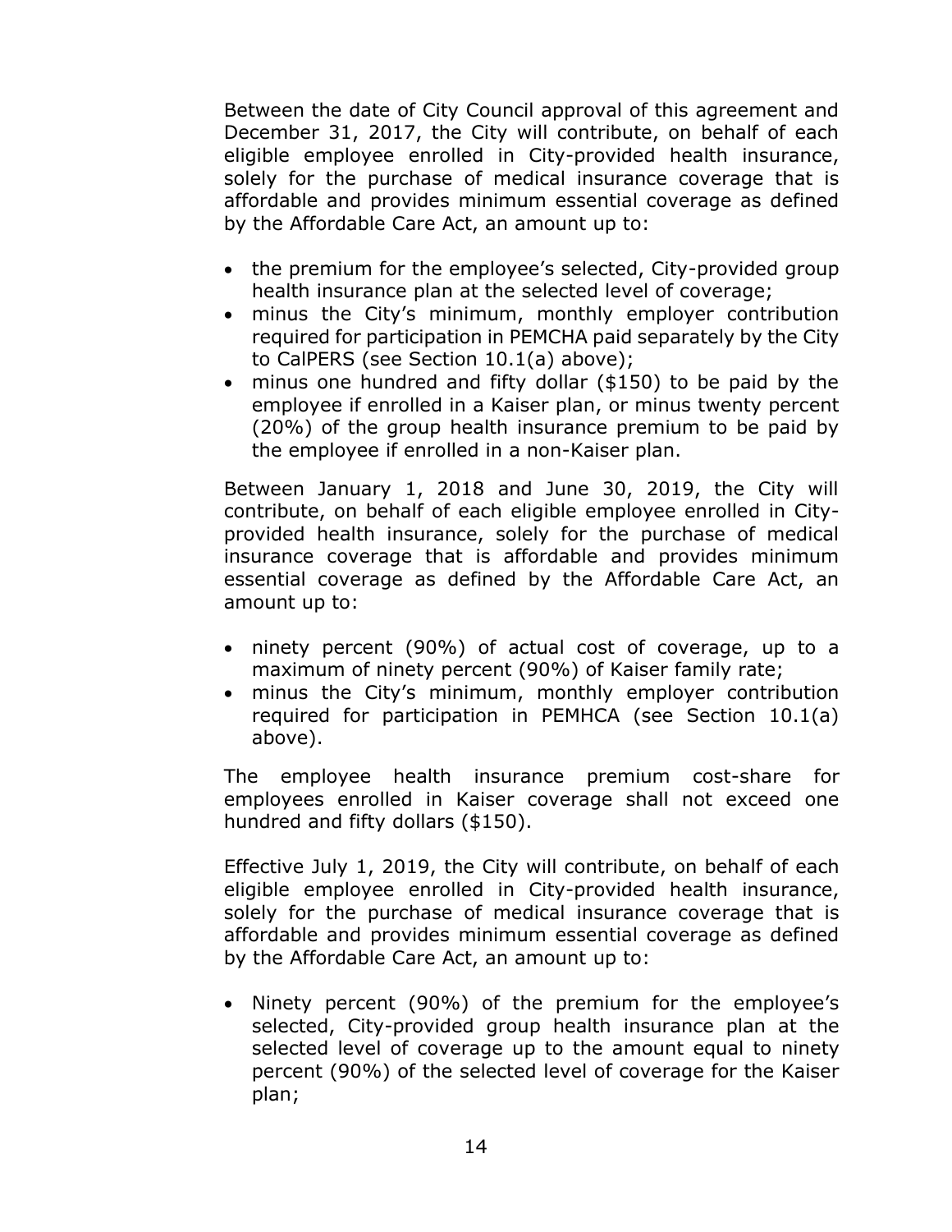Between the date of City Council approval of this agreement and December 31, 2017, the City will contribute, on behalf of each eligible employee enrolled in City-provided health insurance, solely for the purchase of medical insurance coverage that is affordable and provides minimum essential coverage as defined by the Affordable Care Act, an amount up to:

- the premium for the employee's selected, City-provided group health insurance plan at the selected level of coverage;
- minus the City's minimum, monthly employer contribution required for participation in PEMCHA paid separately by the City to CalPERS (see Section 10.1(a) above);
- minus one hundred and fifty dollar ($150) to be paid by the employee if enrolled in a Kaiser plan, or minus twenty percent (20%) of the group health insurance premium to be paid by the employee if enrolled in a non-Kaiser plan.

Between January 1, 2018 and June 30, 2019, the City will contribute, on behalf of each eligible employee enrolled in City-provided health insurance, solely for the purchase of medical insurance coverage that is affordable and provides minimum essential coverage as defined by the Affordable Care Act, an amount up to:

- ninety percent (90%) of actual cost of coverage, up to a maximum of ninety percent (90%) of Kaiser family rate;
- minus the City's minimum, monthly employer contribution required for participation in PEMHCA (see Section 10.1(a) above).

The employee health insurance premium cost-share for employees enrolled in Kaiser coverage shall not exceed one hundred and fifty dollars ($150).

Effective July 1, 2019, the City will contribute, on behalf of each eligible employee enrolled in City-provided health insurance, solely for the purchase of medical insurance coverage that is affordable and provides minimum essential coverage as defined by the Affordable Care Act, an amount up to:

- Ninety percent (90%) of the premium for the employee's selected, City-provided group health insurance plan at the selected level of coverage up to the amount equal to ninety percent (90%) of the selected level of coverage for the Kaiser plan;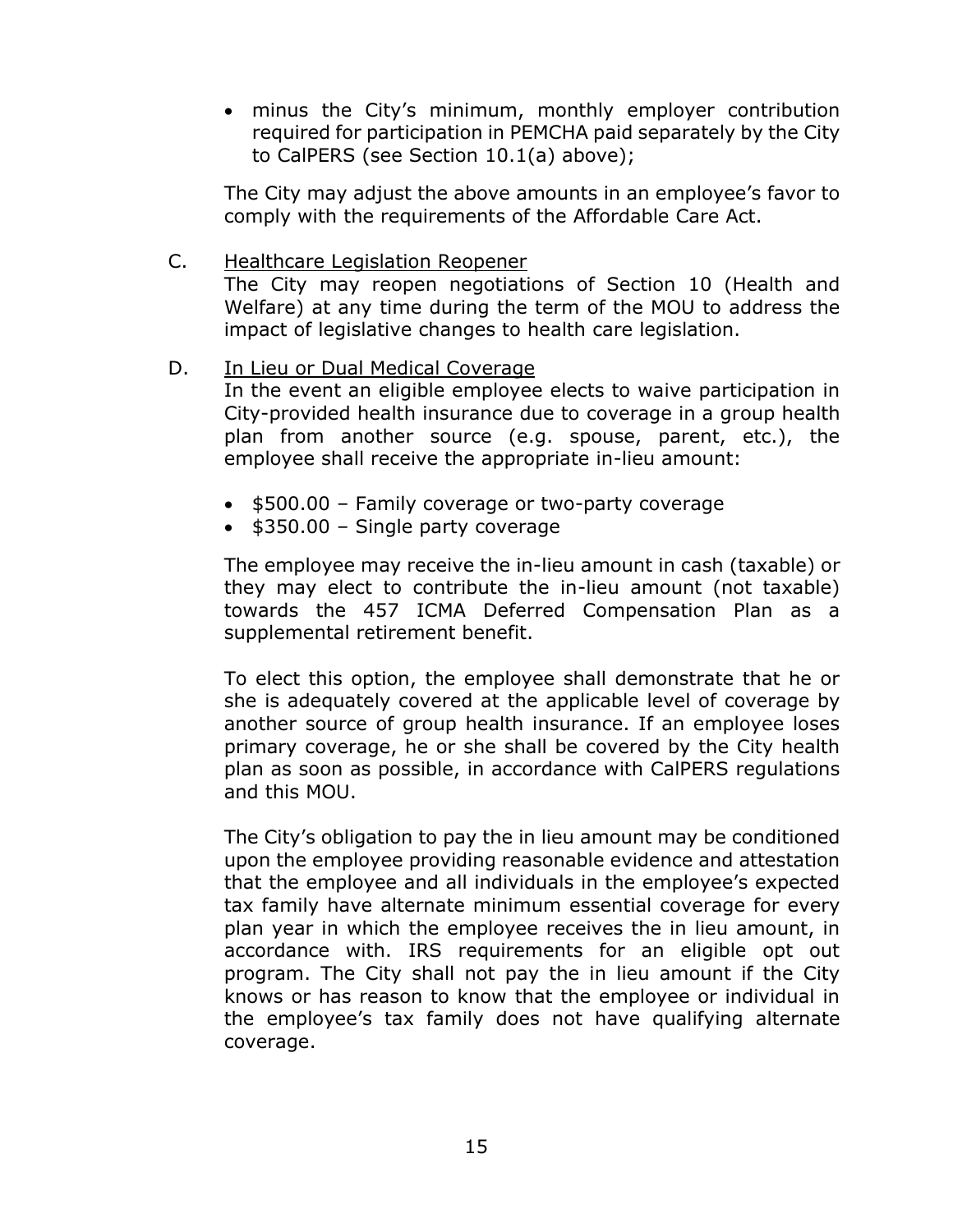- minus the City's minimum, monthly employer contribution required for participation in PEMCHA paid separately by the City to CalPERS (see Section 10.1(a) above);

The City may adjust the above amounts in an employee's favor to comply with the requirements of the Affordable Care Act.

C. Healthcare Legislation Reopener

The City may reopen negotiations of Section 10 (Health and Welfare) at any time during the term of the MOU to address the impact of legislative changes to health care legislation.

D. In Lieu or Dual Medical Coverage

In the event an eligible employee elects to waive participation in City-provided health insurance due to coverage in a group health plan from another source (e.g. spouse, parent, etc.), the employee shall receive the appropriate in-lieu amount:

- $500.00 – Family coverage or two-party coverage
- $350.00 – Single party coverage

The employee may receive the in-lieu amount in cash (taxable) or they may elect to contribute the in-lieu amount (not taxable) towards the 457 ICMA Deferred Compensation Plan as a supplemental retirement benefit.

To elect this option, the employee shall demonstrate that he or she is adequately covered at the applicable level of coverage by another source of group health insurance. If an employee loses primary coverage, he or she shall be covered by the City health plan as soon as possible, in accordance with CalPERS regulations and this MOU.

The City's obligation to pay the in lieu amount may be conditioned upon the employee providing reasonable evidence and attestation that the employee and all individuals in the employee's expected tax family have alternate minimum essential coverage for every plan year in which the employee receives the in lieu amount, in accordance with. IRS requirements for an eligible opt out program. The City shall not pay the in lieu amount if the City knows or has reason to know that the employee or individual in the employee's tax family does not have qualifying alternate coverage.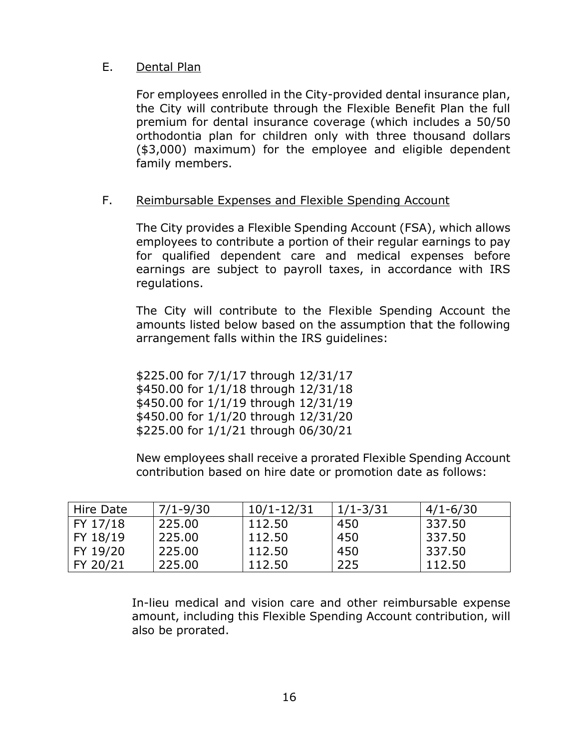E. <u>Dental Plan</u>

For employees enrolled in the City-provided dental insurance plan, the City will contribute through the Flexible Benefit Plan the full premium for dental insurance coverage (which includes a 50/50 orthodontia plan for children only with three thousand dollars ($3,000) maximum) for the employee and eligible dependent family members.

F. <u>Reimbursable Expenses and Flexible Spending Account</u>

The City provides a Flexible Spending Account (FSA), which allows employees to contribute a portion of their regular earnings to pay for qualified dependent care and medical expenses before earnings are subject to payroll taxes, in accordance with IRS regulations.

The City will contribute to the Flexible Spending Account the amounts listed below based on the assumption that the following arrangement falls within the IRS guidelines:

$225.00 for 7/1/17 through 12/31/17
$450.00 for 1/1/18 through 12/31/18
$450.00 for 1/1/19 through 12/31/19
$450.00 for 1/1/20 through 12/31/20
$225.00 for 1/1/21 through 06/30/21

New employees shall receive a prorated Flexible Spending Account contribution based on hire date or promotion date as follows:

| Hire Date | 7/1-9/30 | 10/1-12/31 | 1/1-3/31 | 4/1-6/30 |
|---|---|---|---|---|
| FY 17/18 | 225.00 | 112.50 | 450 | 337.50 |
| FY 18/19 | 225.00 | 112.50 | 450 | 337.50 |
| FY 19/20 | 225.00 | 112.50 | 450 | 337.50 |
| FY 20/21 | 225.00 | 112.50 | 225 | 112.50 |

In-lieu medical and vision care and other reimbursable expense amount, including this Flexible Spending Account contribution, will also be prorated.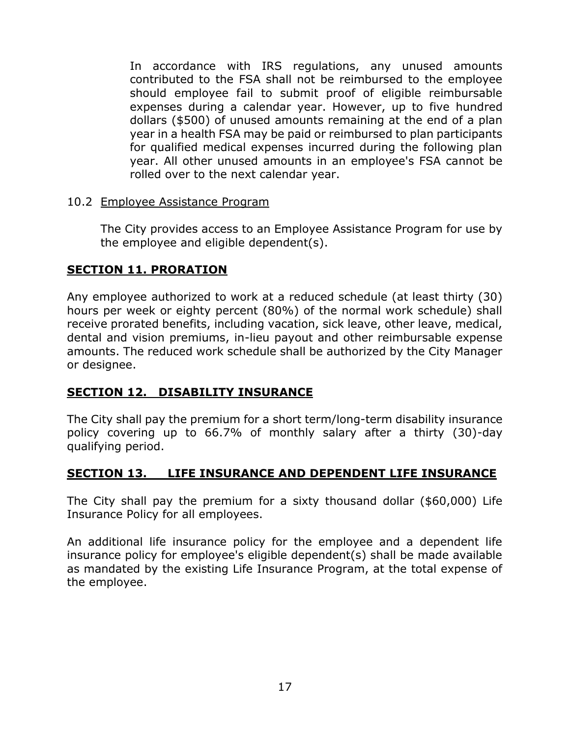In accordance with IRS regulations, any unused amounts contributed to the FSA shall not be reimbursed to the employee should employee fail to submit proof of eligible reimbursable expenses during a calendar year. However, up to five hundred dollars ($500) of unused amounts remaining at the end of a plan year in a health FSA may be paid or reimbursed to plan participants for qualified medical expenses incurred during the following plan year. All other unused amounts in an employee's FSA cannot be rolled over to the next calendar year.

10.2 <u>Employee Assistance Program</u>

The City provides access to an Employee Assistance Program for use by the employee and eligible dependent(s).

## SECTION 11. PRORATION

Any employee authorized to work at a reduced schedule (at least thirty (30) hours per week or eighty percent (80%) of the normal work schedule) shall receive prorated benefits, including vacation, sick leave, other leave, medical, dental and vision premiums, in-lieu payout and other reimbursable expense amounts. The reduced work schedule shall be authorized by the City Manager or designee.

## SECTION 12. DISABILITY INSURANCE

The City shall pay the premium for a short term/long-term disability insurance policy covering up to 66.7% of monthly salary after a thirty (30)-day qualifying period.

## SECTION 13. LIFE INSURANCE AND DEPENDENT LIFE INSURANCE

The City shall pay the premium for a sixty thousand dollar ($60,000) Life Insurance Policy for all employees.

An additional life insurance policy for the employee and a dependent life insurance policy for employee's eligible dependent(s) shall be made available as mandated by the existing Life Insurance Program, at the total expense of the employee.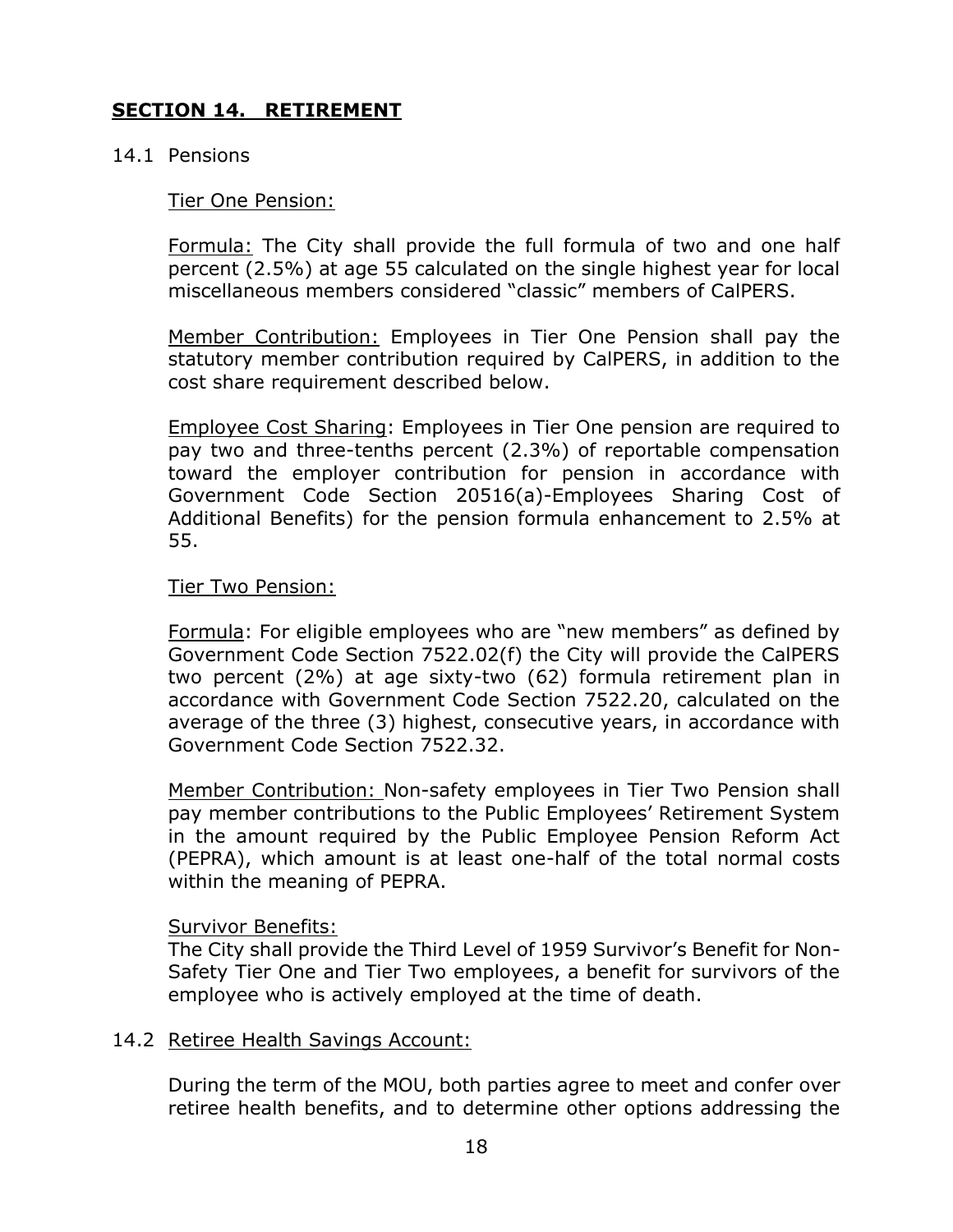## SECTION 14. RETIREMENT

14.1 Pensions

Tier One Pension:

Formula: The City shall provide the full formula of two and one half percent (2.5%) at age 55 calculated on the single highest year for local miscellaneous members considered "classic" members of CalPERS.

Member Contribution: Employees in Tier One Pension shall pay the statutory member contribution required by CalPERS, in addition to the cost share requirement described below.

Employee Cost Sharing: Employees in Tier One pension are required to pay two and three-tenths percent (2.3%) of reportable compensation toward the employer contribution for pension in accordance with Government Code Section 20516(a)-Employees Sharing Cost of Additional Benefits) for the pension formula enhancement to 2.5% at 55.

Tier Two Pension:

Formula: For eligible employees who are "new members" as defined by Government Code Section 7522.02(f) the City will provide the CalPERS two percent (2%) at age sixty-two (62) formula retirement plan in accordance with Government Code Section 7522.20, calculated on the average of the three (3) highest, consecutive years, in accordance with Government Code Section 7522.32.

Member Contribution: Non-safety employees in Tier Two Pension shall pay member contributions to the Public Employees' Retirement System in the amount required by the Public Employee Pension Reform Act (PEPRA), which amount is at least one-half of the total normal costs within the meaning of PEPRA.

Survivor Benefits:
The City shall provide the Third Level of 1959 Survivor's Benefit for Non-Safety Tier One and Tier Two employees, a benefit for survivors of the employee who is actively employed at the time of death.

14.2 Retiree Health Savings Account:

During the term of the MOU, both parties agree to meet and confer over retiree health benefits, and to determine other options addressing the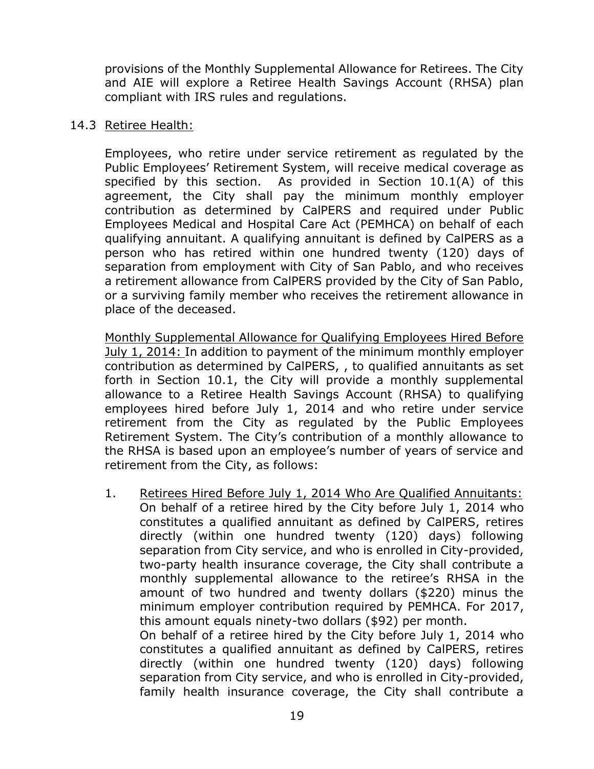provisions of the Monthly Supplemental Allowance for Retirees. The City and AIE will explore a Retiree Health Savings Account (RHSA) plan compliant with IRS rules and regulations.

14.3 Retiree Health:

Employees, who retire under service retirement as regulated by the Public Employees' Retirement System, will receive medical coverage as specified by this section. As provided in Section 10.1(A) of this agreement, the City shall pay the minimum monthly employer contribution as determined by CalPERS and required under Public Employees Medical and Hospital Care Act (PEMHCA) on behalf of each qualifying annuitant. A qualifying annuitant is defined by CalPERS as a person who has retired within one hundred twenty (120) days of separation from employment with City of San Pablo, and who receives a retirement allowance from CalPERS provided by the City of San Pablo, or a surviving family member who receives the retirement allowance in place of the deceased.

Monthly Supplemental Allowance for Qualifying Employees Hired Before July 1, 2014: In addition to payment of the minimum monthly employer contribution as determined by CalPERS, , to qualified annuitants as set forth in Section 10.1, the City will provide a monthly supplemental allowance to a Retiree Health Savings Account (RHSA) to qualifying employees hired before July 1, 2014 and who retire under service retirement from the City as regulated by the Public Employees Retirement System. The City's contribution of a monthly allowance to the RHSA is based upon an employee's number of years of service and retirement from the City, as follows:

1. Retirees Hired Before July 1, 2014 Who Are Qualified Annuitants: On behalf of a retiree hired by the City before July 1, 2014 who constitutes a qualified annuitant as defined by CalPERS, retires directly (within one hundred twenty (120) days) following separation from City service, and who is enrolled in City-provided, two-party health insurance coverage, the City shall contribute a monthly supplemental allowance to the retiree's RHSA in the amount of two hundred and twenty dollars ($220) minus the minimum employer contribution required by PEMHCA. For 2017, this amount equals ninety-two dollars ($92) per month.
   On behalf of a retiree hired by the City before July 1, 2014 who constitutes a qualified annuitant as defined by CalPERS, retires directly (within one hundred twenty (120) days) following separation from City service, and who is enrolled in City-provided, family health insurance coverage, the City shall contribute a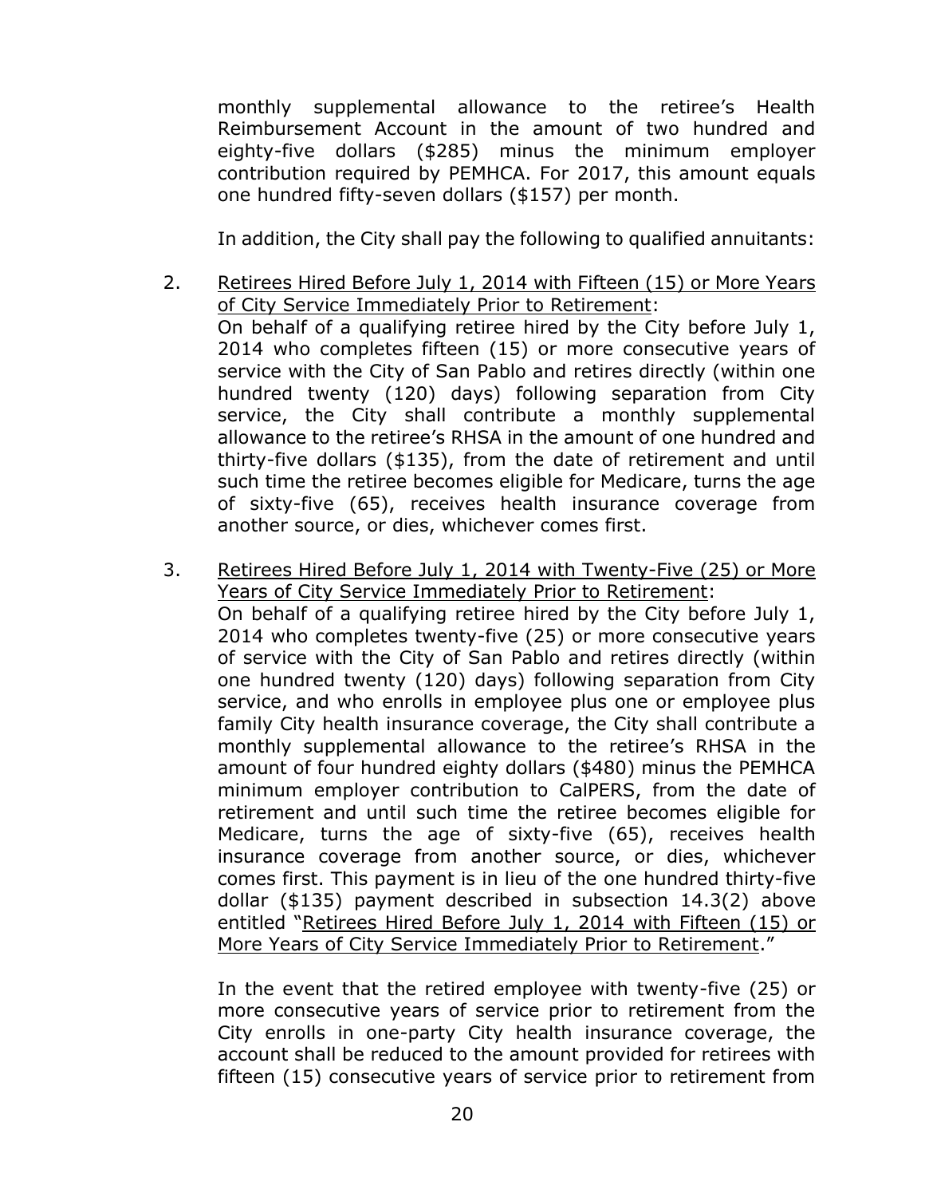monthly supplemental allowance to the retiree's Health Reimbursement Account in the amount of two hundred and eighty-five dollars ($285) minus the minimum employer contribution required by PEMHCA. For 2017, this amount equals one hundred fifty-seven dollars ($157) per month.

In addition, the City shall pay the following to qualified annuitants:

2. <u>Retirees Hired Before July 1, 2014 with Fifteen (15) or More Years of City Service Immediately Prior to Retirement</u>:
   On behalf of a qualifying retiree hired by the City before July 1, 2014 who completes fifteen (15) or more consecutive years of service with the City of San Pablo and retires directly (within one hundred twenty (120) days) following separation from City service, the City shall contribute a monthly supplemental allowance to the retiree's RHSA in the amount of one hundred and thirty-five dollars ($135), from the date of retirement and until such time the retiree becomes eligible for Medicare, turns the age of sixty-five (65), receives health insurance coverage from another source, or dies, whichever comes first.

3. <u>Retirees Hired Before July 1, 2014 with Twenty-Five (25) or More Years of City Service Immediately Prior to Retirement</u>:
   On behalf of a qualifying retiree hired by the City before July 1, 2014 who completes twenty-five (25) or more consecutive years of service with the City of San Pablo and retires directly (within one hundred twenty (120) days) following separation from City service, and who enrolls in employee plus one or employee plus family City health insurance coverage, the City shall contribute a monthly supplemental allowance to the retiree's RHSA in the amount of four hundred eighty dollars ($480) minus the PEMHCA minimum employer contribution to CalPERS, from the date of retirement and until such time the retiree becomes eligible for Medicare, turns the age of sixty-five (65), receives health insurance coverage from another source, or dies, whichever comes first. This payment is in lieu of the one hundred thirty-five dollar ($135) payment described in subsection 14.3(2) above entitled "<u>Retirees Hired Before July 1, 2014 with Fifteen (15) or More Years of City Service Immediately Prior to Retirement</u>."

   In the event that the retired employee with twenty-five (25) or more consecutive years of service prior to retirement from the City enrolls in one-party City health insurance coverage, the account shall be reduced to the amount provided for retirees with fifteen (15) consecutive years of service prior to retirement from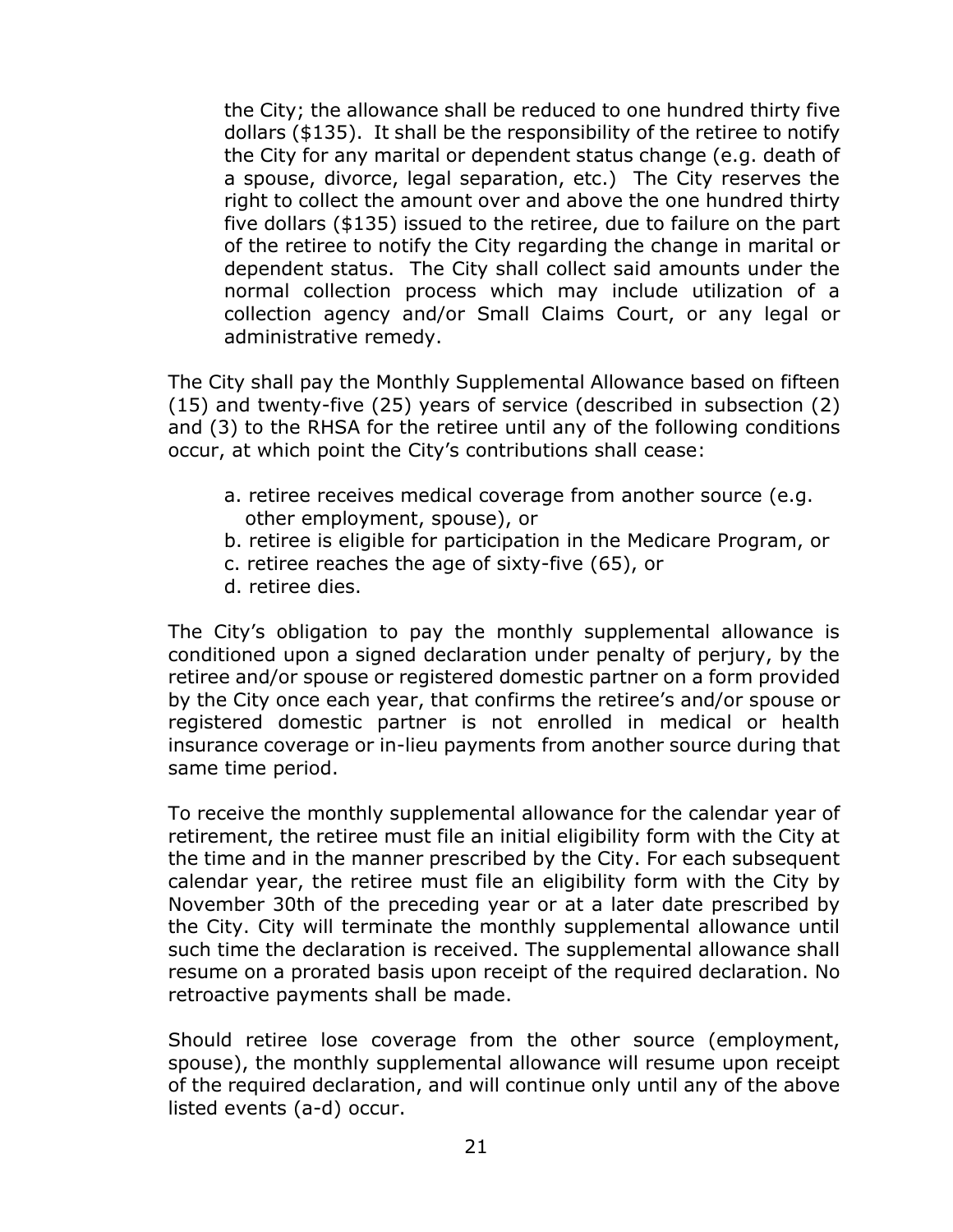the City; the allowance shall be reduced to one hundred thirty five dollars ($135). It shall be the responsibility of the retiree to notify the City for any marital or dependent status change (e.g. death of a spouse, divorce, legal separation, etc.) The City reserves the right to collect the amount over and above the one hundred thirty five dollars ($135) issued to the retiree, due to failure on the part of the retiree to notify the City regarding the change in marital or dependent status. The City shall collect said amounts under the normal collection process which may include utilization of a collection agency and/or Small Claims Court, or any legal or administrative remedy.

The City shall pay the Monthly Supplemental Allowance based on fifteen (15) and twenty-five (25) years of service (described in subsection (2) and (3) to the RHSA for the retiree until any of the following conditions occur, at which point the City's contributions shall cease:

a. retiree receives medical coverage from another source (e.g. other employment, spouse), or
b. retiree is eligible for participation in the Medicare Program, or
c. retiree reaches the age of sixty-five (65), or
d. retiree dies.

The City's obligation to pay the monthly supplemental allowance is conditioned upon a signed declaration under penalty of perjury, by the retiree and/or spouse or registered domestic partner on a form provided by the City once each year, that confirms the retiree's and/or spouse or registered domestic partner is not enrolled in medical or health insurance coverage or in-lieu payments from another source during that same time period.

To receive the monthly supplemental allowance for the calendar year of retirement, the retiree must file an initial eligibility form with the City at the time and in the manner prescribed by the City. For each subsequent calendar year, the retiree must file an eligibility form with the City by November 30th of the preceding year or at a later date prescribed by the City. City will terminate the monthly supplemental allowance until such time the declaration is received. The supplemental allowance shall resume on a prorated basis upon receipt of the required declaration. No retroactive payments shall be made.

Should retiree lose coverage from the other source (employment, spouse), the monthly supplemental allowance will resume upon receipt of the required declaration, and will continue only until any of the above listed events (a-d) occur.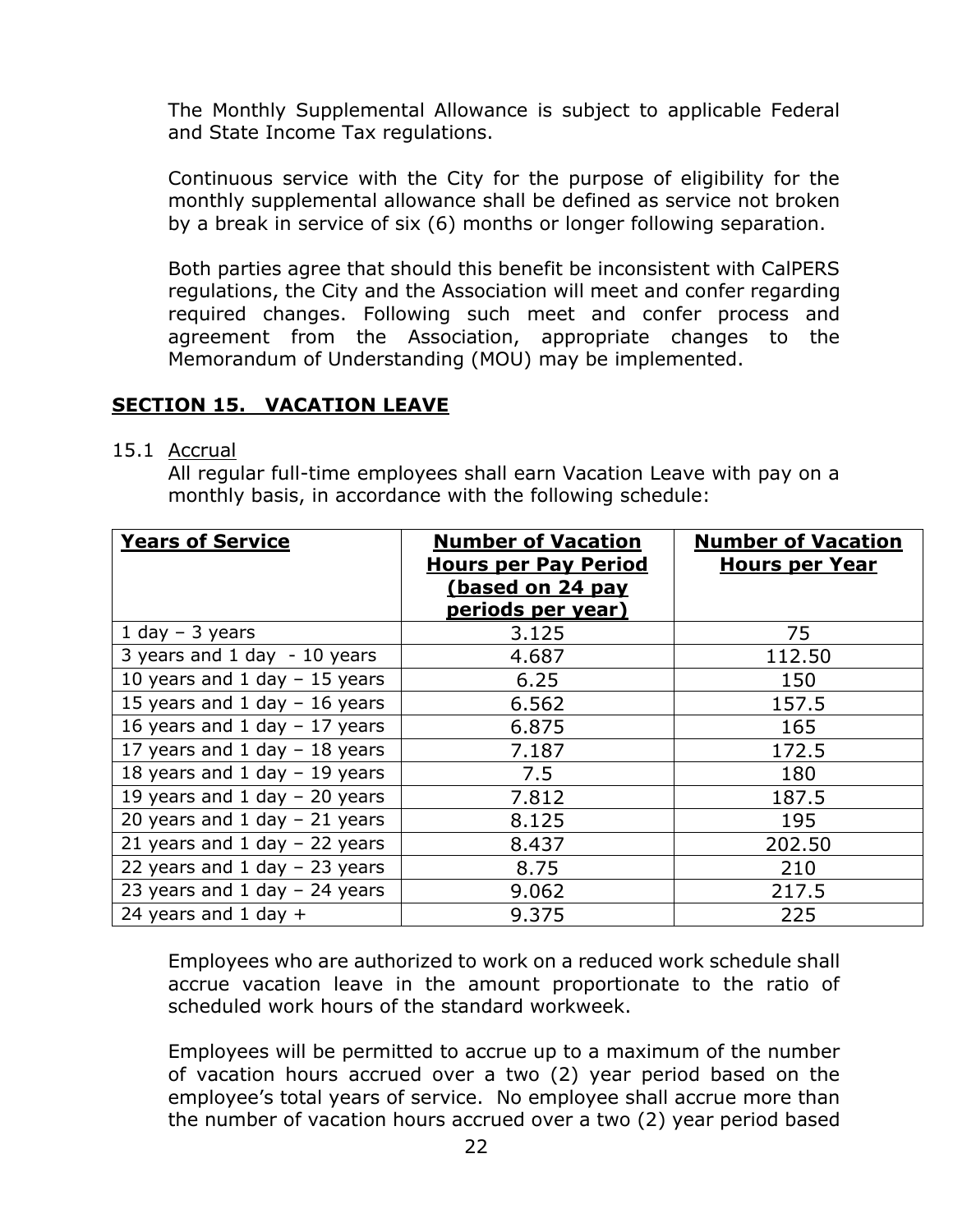The Monthly Supplemental Allowance is subject to applicable Federal and State Income Tax regulations.

Continuous service with the City for the purpose of eligibility for the monthly supplemental allowance shall be defined as service not broken by a break in service of six (6) months or longer following separation.

Both parties agree that should this benefit be inconsistent with CalPERS regulations, the City and the Association will meet and confer regarding required changes. Following such meet and confer process and agreement from the Association, appropriate changes to the Memorandum of Understanding (MOU) may be implemented.

## SECTION 15. VACATION LEAVE

15.1 Accrual

All regular full-time employees shall earn Vacation Leave with pay on a monthly basis, in accordance with the following schedule:

| Years of Service | Number of Vacation Hours per Pay Period (based on 24 pay periods per year) | Number of Vacation Hours per Year |
|---|---|---|
| 1 day – 3 years | 3.125 | 75 |
| 3 years and 1 day - 10 years | 4.687 | 112.50 |
| 10 years and 1 day – 15 years | 6.25 | 150 |
| 15 years and 1 day – 16 years | 6.562 | 157.5 |
| 16 years and 1 day – 17 years | 6.875 | 165 |
| 17 years and 1 day – 18 years | 7.187 | 172.5 |
| 18 years and 1 day – 19 years | 7.5 | 180 |
| 19 years and 1 day – 20 years | 7.812 | 187.5 |
| 20 years and 1 day – 21 years | 8.125 | 195 |
| 21 years and 1 day – 22 years | 8.437 | 202.50 |
| 22 years and 1 day – 23 years | 8.75 | 210 |
| 23 years and 1 day – 24 years | 9.062 | 217.5 |
| 24 years and 1 day + | 9.375 | 225 |

Employees who are authorized to work on a reduced work schedule shall accrue vacation leave in the amount proportionate to the ratio of scheduled work hours of the standard workweek.

Employees will be permitted to accrue up to a maximum of the number of vacation hours accrued over a two (2) year period based on the employee's total years of service. No employee shall accrue more than the number of vacation hours accrued over a two (2) year period based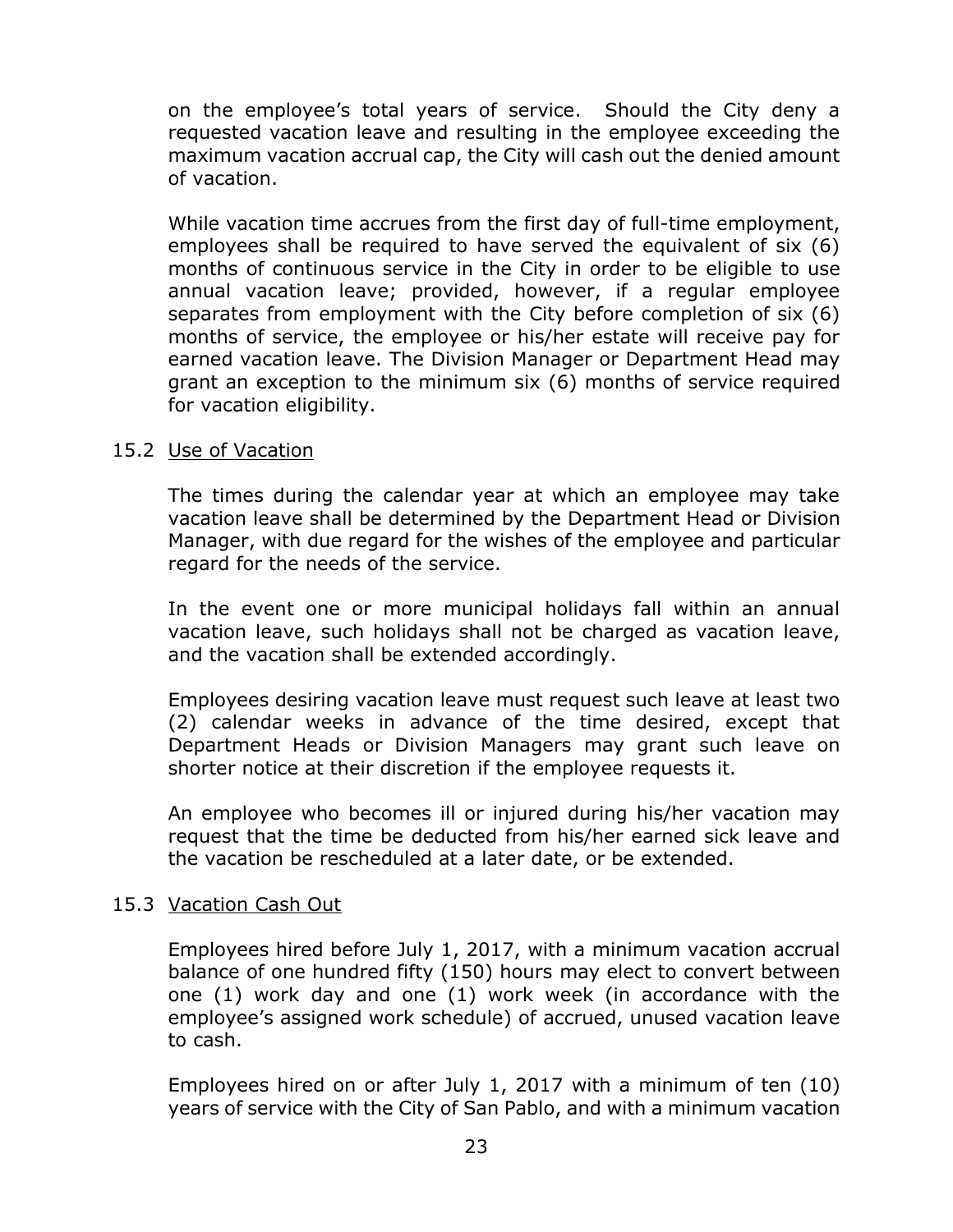on the employee's total years of service. Should the City deny a requested vacation leave and resulting in the employee exceeding the maximum vacation accrual cap, the City will cash out the denied amount of vacation.

While vacation time accrues from the first day of full-time employment, employees shall be required to have served the equivalent of six (6) months of continuous service in the City in order to be eligible to use annual vacation leave; provided, however, if a regular employee separates from employment with the City before completion of six (6) months of service, the employee or his/her estate will receive pay for earned vacation leave. The Division Manager or Department Head may grant an exception to the minimum six (6) months of service required for vacation eligibility.

### 15.2 Use of Vacation

The times during the calendar year at which an employee may take vacation leave shall be determined by the Department Head or Division Manager, with due regard for the wishes of the employee and particular regard for the needs of the service.

In the event one or more municipal holidays fall within an annual vacation leave, such holidays shall not be charged as vacation leave, and the vacation shall be extended accordingly.

Employees desiring vacation leave must request such leave at least two (2) calendar weeks in advance of the time desired, except that Department Heads or Division Managers may grant such leave on shorter notice at their discretion if the employee requests it.

An employee who becomes ill or injured during his/her vacation may request that the time be deducted from his/her earned sick leave and the vacation be rescheduled at a later date, or be extended.

### 15.3 Vacation Cash Out

Employees hired before July 1, 2017, with a minimum vacation accrual balance of one hundred fifty (150) hours may elect to convert between one (1) work day and one (1) work week (in accordance with the employee's assigned work schedule) of accrued, unused vacation leave to cash.

Employees hired on or after July 1, 2017 with a minimum of ten (10) years of service with the City of San Pablo, and with a minimum vacation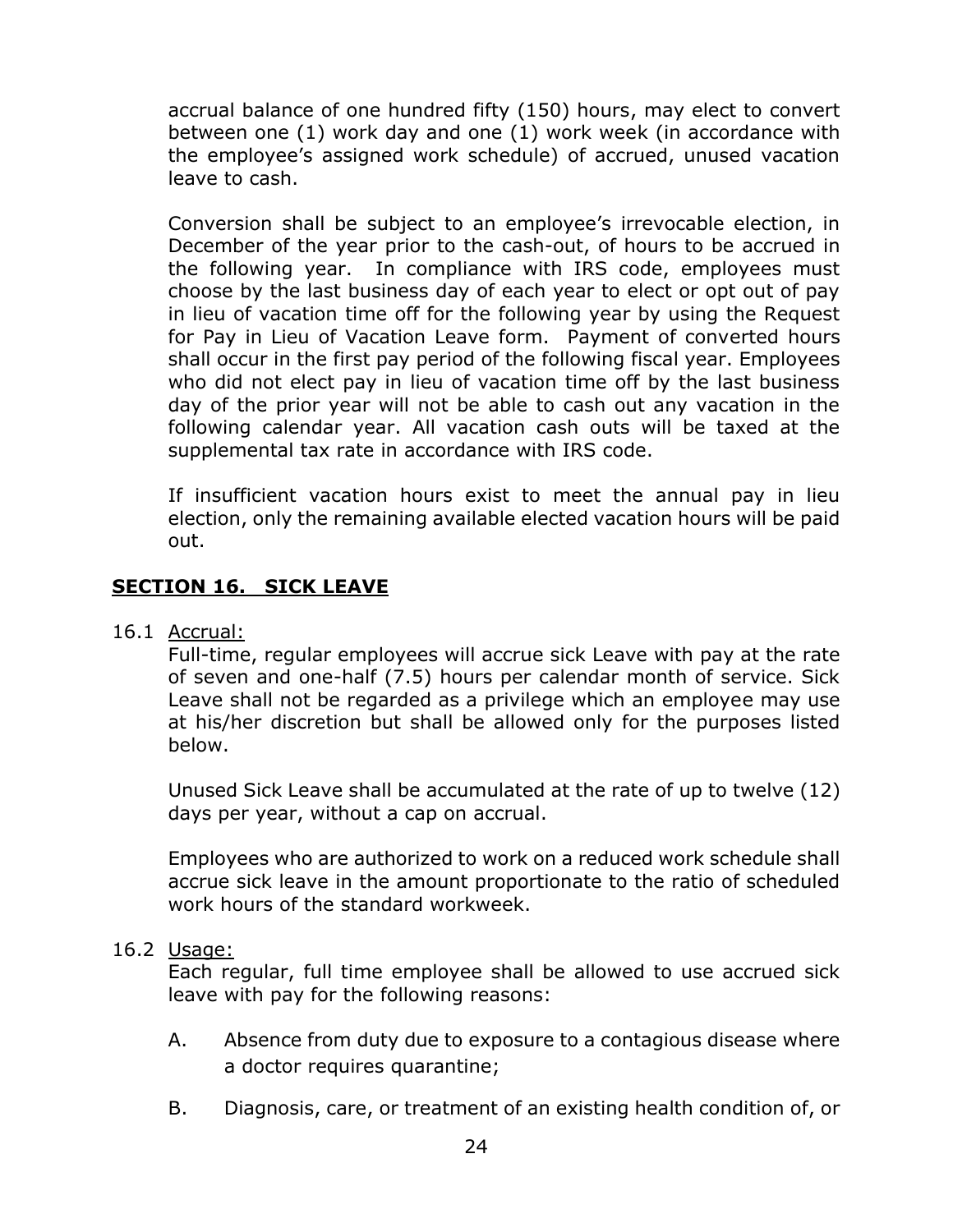accrual balance of one hundred fifty (150) hours, may elect to convert between one (1) work day and one (1) work week (in accordance with the employee's assigned work schedule) of accrued, unused vacation leave to cash.

Conversion shall be subject to an employee's irrevocable election, in December of the year prior to the cash-out, of hours to be accrued in the following year. In compliance with IRS code, employees must choose by the last business day of each year to elect or opt out of pay in lieu of vacation time off for the following year by using the Request for Pay in Lieu of Vacation Leave form. Payment of converted hours shall occur in the first pay period of the following fiscal year. Employees who did not elect pay in lieu of vacation time off by the last business day of the prior year will not be able to cash out any vacation in the following calendar year. All vacation cash outs will be taxed at the supplemental tax rate in accordance with IRS code.

If insufficient vacation hours exist to meet the annual pay in lieu election, only the remaining available elected vacation hours will be paid out.

## SECTION 16. SICK LEAVE

16.1 Accrual:

Full-time, regular employees will accrue sick Leave with pay at the rate of seven and one-half (7.5) hours per calendar month of service. Sick Leave shall not be regarded as a privilege which an employee may use at his/her discretion but shall be allowed only for the purposes listed below.

Unused Sick Leave shall be accumulated at the rate of up to twelve (12) days per year, without a cap on accrual.

Employees who are authorized to work on a reduced work schedule shall accrue sick leave in the amount proportionate to the ratio of scheduled work hours of the standard workweek.

16.2 Usage:

Each regular, full time employee shall be allowed to use accrued sick leave with pay for the following reasons:

A. Absence from duty due to exposure to a contagious disease where a doctor requires quarantine;

B. Diagnosis, care, or treatment of an existing health condition of, or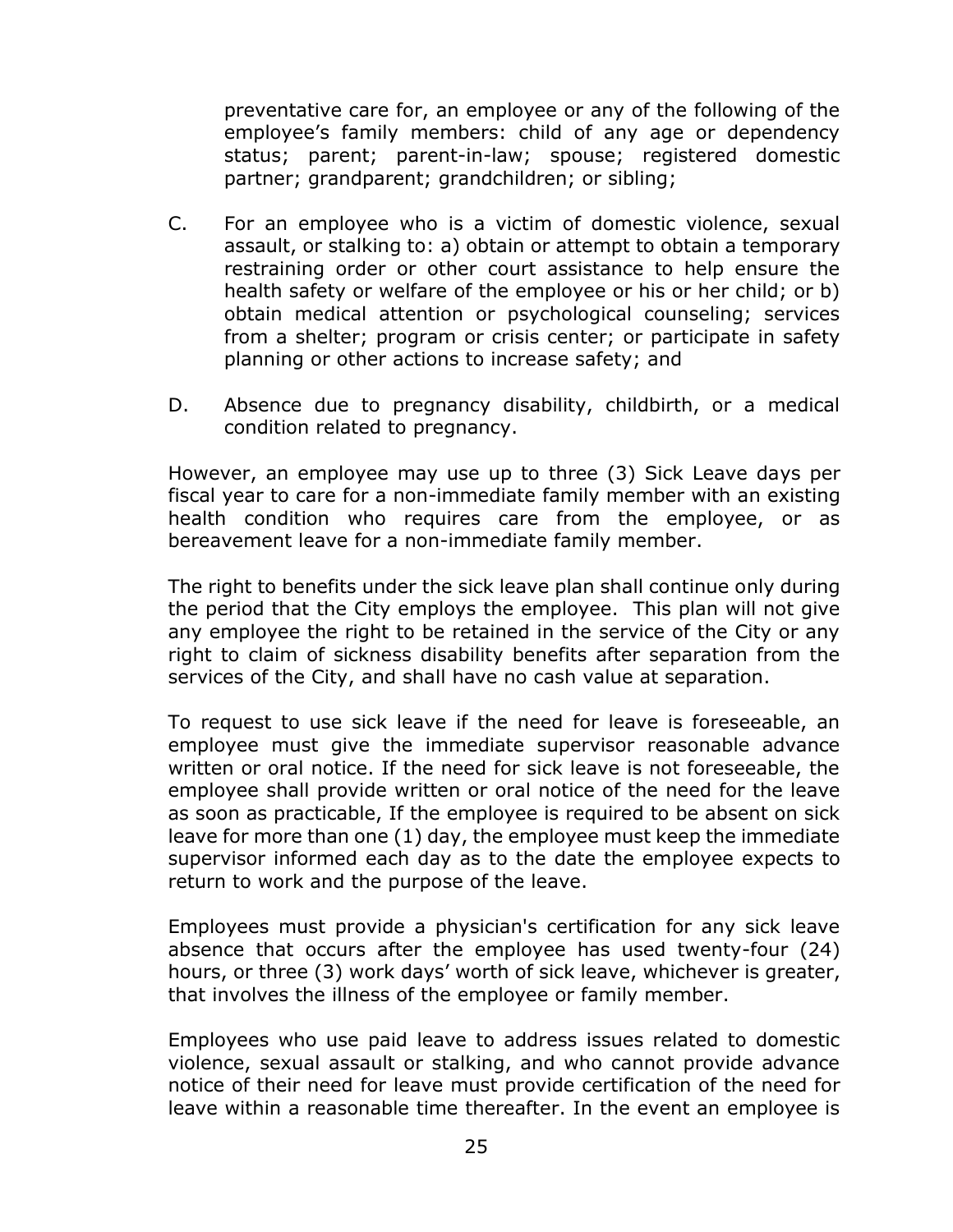preventative care for, an employee or any of the following of the employee's family members: child of any age or dependency status; parent; parent-in-law; spouse; registered domestic partner; grandparent; grandchildren; or sibling;

C. For an employee who is a victim of domestic violence, sexual assault, or stalking to: a) obtain or attempt to obtain a temporary restraining order or other court assistance to help ensure the health safety or welfare of the employee or his or her child; or b) obtain medical attention or psychological counseling; services from a shelter; program or crisis center; or participate in safety planning or other actions to increase safety; and

D. Absence due to pregnancy disability, childbirth, or a medical condition related to pregnancy.

However, an employee may use up to three (3) Sick Leave days per fiscal year to care for a non-immediate family member with an existing health condition who requires care from the employee, or as bereavement leave for a non-immediate family member.

The right to benefits under the sick leave plan shall continue only during the period that the City employs the employee. This plan will not give any employee the right to be retained in the service of the City or any right to claim of sickness disability benefits after separation from the services of the City, and shall have no cash value at separation.

To request to use sick leave if the need for leave is foreseeable, an employee must give the immediate supervisor reasonable advance written or oral notice. If the need for sick leave is not foreseeable, the employee shall provide written or oral notice of the need for the leave as soon as practicable, If the employee is required to be absent on sick leave for more than one (1) day, the employee must keep the immediate supervisor informed each day as to the date the employee expects to return to work and the purpose of the leave.

Employees must provide a physician's certification for any sick leave absence that occurs after the employee has used twenty-four (24) hours, or three (3) work days' worth of sick leave, whichever is greater, that involves the illness of the employee or family member.

Employees who use paid leave to address issues related to domestic violence, sexual assault or stalking, and who cannot provide advance notice of their need for leave must provide certification of the need for leave within a reasonable time thereafter. In the event an employee is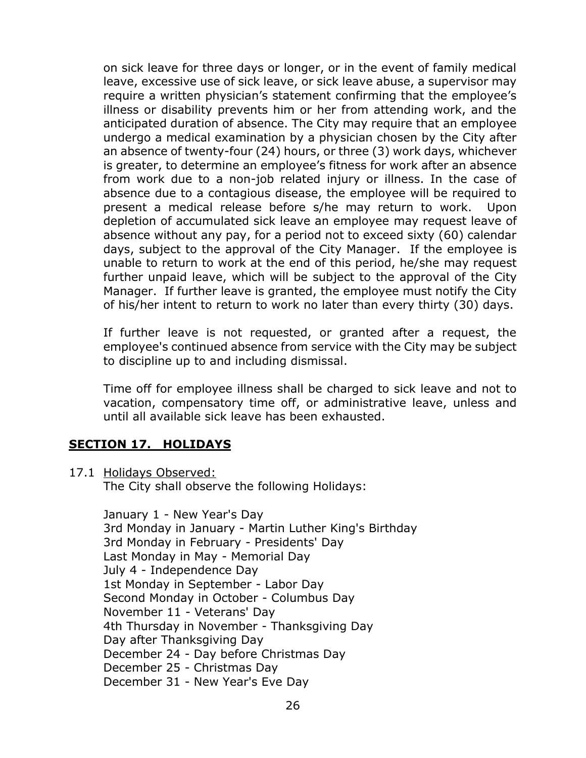on sick leave for three days or longer, or in the event of family medical leave, excessive use of sick leave, or sick leave abuse, a supervisor may require a written physician's statement confirming that the employee's illness or disability prevents him or her from attending work, and the anticipated duration of absence. The City may require that an employee undergo a medical examination by a physician chosen by the City after an absence of twenty-four (24) hours, or three (3) work days, whichever is greater, to determine an employee's fitness for work after an absence from work due to a non-job related injury or illness. In the case of absence due to a contagious disease, the employee will be required to present a medical release before s/he may return to work. Upon depletion of accumulated sick leave an employee may request leave of absence without any pay, for a period not to exceed sixty (60) calendar days, subject to the approval of the City Manager. If the employee is unable to return to work at the end of this period, he/she may request further unpaid leave, which will be subject to the approval of the City Manager. If further leave is granted, the employee must notify the City of his/her intent to return to work no later than every thirty (30) days.

If further leave is not requested, or granted after a request, the employee's continued absence from service with the City may be subject to discipline up to and including dismissal.

Time off for employee illness shall be charged to sick leave and not to vacation, compensatory time off, or administrative leave, unless and until all available sick leave has been exhausted.

## SECTION 17. HOLIDAYS

17.1 Holidays Observed:

The City shall observe the following Holidays:

January 1 - New Year's Day
3rd Monday in January - Martin Luther King's Birthday
3rd Monday in February - Presidents' Day
Last Monday in May - Memorial Day
July 4 - Independence Day
1st Monday in September - Labor Day
Second Monday in October - Columbus Day
November 11 - Veterans' Day
4th Thursday in November - Thanksgiving Day
Day after Thanksgiving Day
December 24 - Day before Christmas Day
December 25 - Christmas Day
December 31 - New Year's Eve Day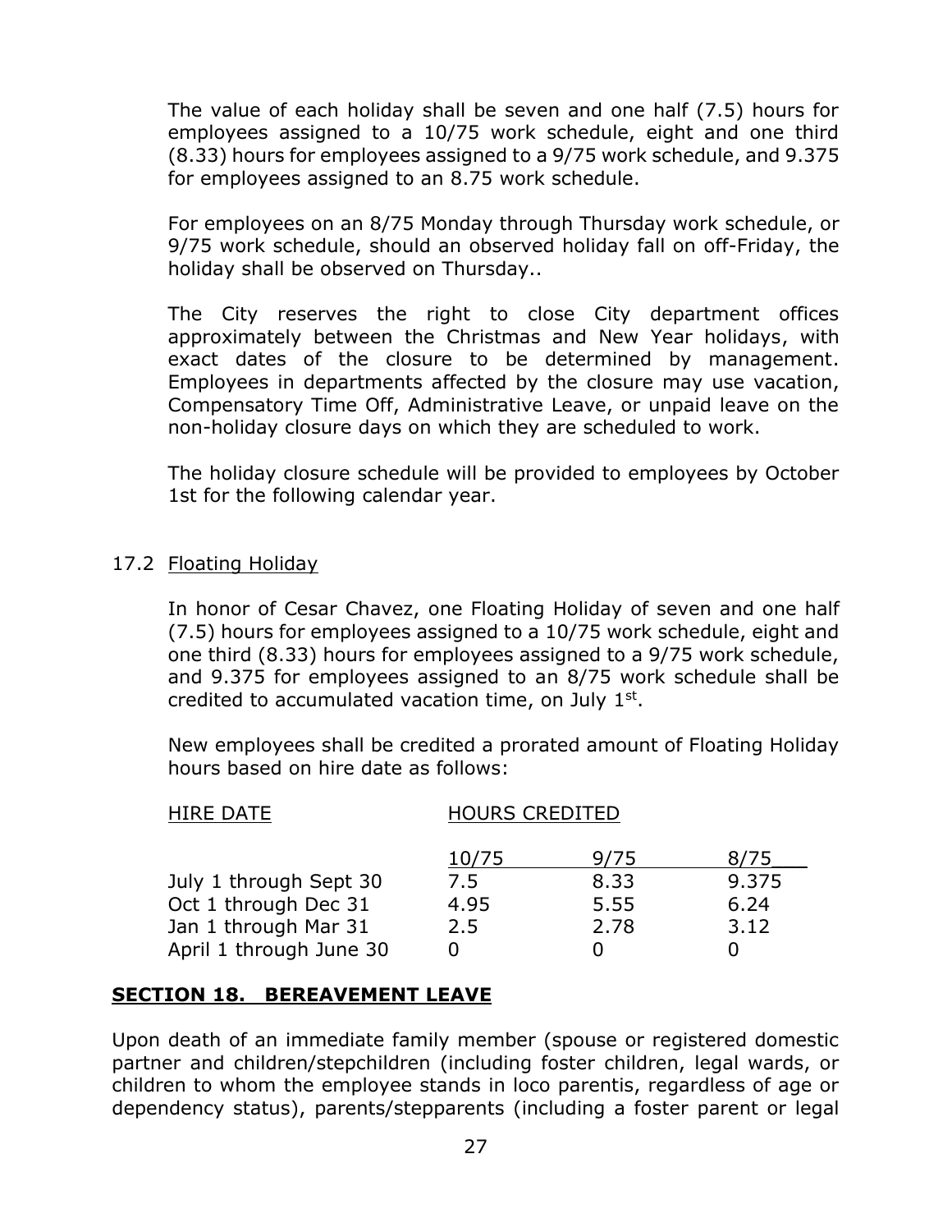The value of each holiday shall be seven and one half (7.5) hours for employees assigned to a 10/75 work schedule, eight and one third (8.33) hours for employees assigned to a 9/75 work schedule, and 9.375 for employees assigned to an 8.75 work schedule.

For employees on an 8/75 Monday through Thursday work schedule, or 9/75 work schedule, should an observed holiday fall on off-Friday, the holiday shall be observed on Thursday..

The City reserves the right to close City department offices approximately between the Christmas and New Year holidays, with exact dates of the closure to be determined by management. Employees in departments affected by the closure may use vacation, Compensatory Time Off, Administrative Leave, or unpaid leave on the non-holiday closure days on which they are scheduled to work.

The holiday closure schedule will be provided to employees by October 1st for the following calendar year.

17.2 Floating Holiday

In honor of Cesar Chavez, one Floating Holiday of seven and one half (7.5) hours for employees assigned to a 10/75 work schedule, eight and one third (8.33) hours for employees assigned to a 9/75 work schedule, and 9.375 for employees assigned to an 8/75 work schedule shall be credited to accumulated vacation time, on July 1st.

New employees shall be credited a prorated amount of Floating Holiday hours based on hire date as follows:

| HIRE DATE | HOURS CREDITED | | |
|---|---|---|---|
| | 10/75 | 9/75 | 8/75 |
| July 1 through Sept 30 | 7.5 | 8.33 | 9.375 |
| Oct 1 through Dec 31 | 4.95 | 5.55 | 6.24 |
| Jan 1 through Mar 31 | 2.5 | 2.78 | 3.12 |
| April 1 through June 30 | 0 | 0 | 0 |

## SECTION 18. BEREAVEMENT LEAVE

Upon death of an immediate family member (spouse or registered domestic partner and children/stepchildren (including foster children, legal wards, or children to whom the employee stands in loco parentis, regardless of age or dependency status), parents/stepparents (including a foster parent or legal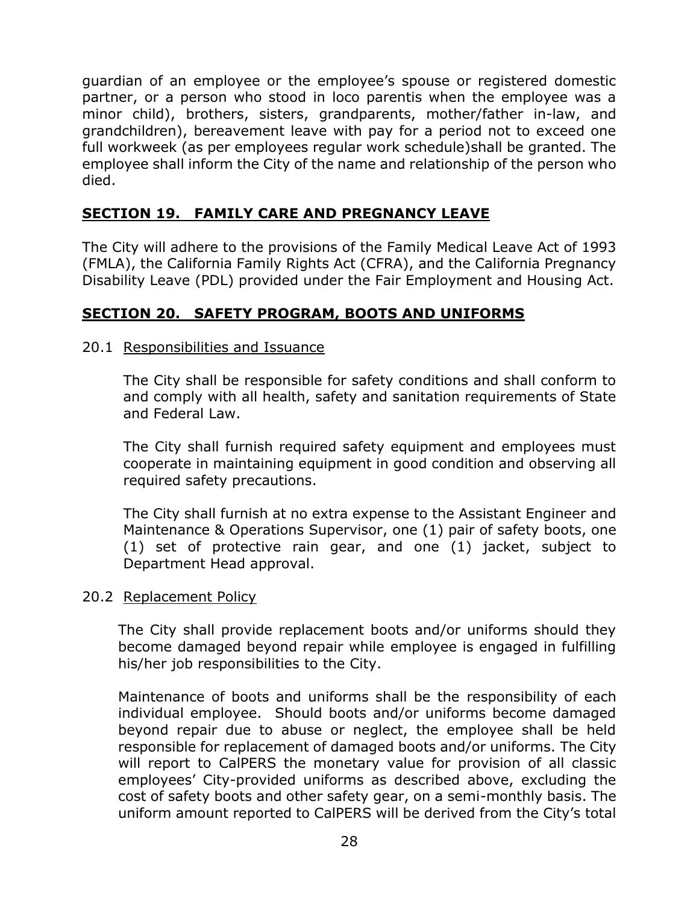guardian of an employee or the employee's spouse or registered domestic partner, or a person who stood in loco parentis when the employee was a minor child), brothers, sisters, grandparents, mother/father in-law, and grandchildren), bereavement leave with pay for a period not to exceed one full workweek (as per employees regular work schedule)shall be granted. The employee shall inform the City of the name and relationship of the person who died.

## SECTION 19. FAMILY CARE AND PREGNANCY LEAVE

The City will adhere to the provisions of the Family Medical Leave Act of 1993 (FMLA), the California Family Rights Act (CFRA), and the California Pregnancy Disability Leave (PDL) provided under the Fair Employment and Housing Act.

## SECTION 20. SAFETY PROGRAM, BOOTS AND UNIFORMS

### 20.1 Responsibilities and Issuance

The City shall be responsible for safety conditions and shall conform to and comply with all health, safety and sanitation requirements of State and Federal Law.

The City shall furnish required safety equipment and employees must cooperate in maintaining equipment in good condition and observing all required safety precautions.

The City shall furnish at no extra expense to the Assistant Engineer and Maintenance & Operations Supervisor, one (1) pair of safety boots, one (1) set of protective rain gear, and one (1) jacket, subject to Department Head approval.

### 20.2 Replacement Policy

The City shall provide replacement boots and/or uniforms should they become damaged beyond repair while employee is engaged in fulfilling his/her job responsibilities to the City.

Maintenance of boots and uniforms shall be the responsibility of each individual employee. Should boots and/or uniforms become damaged beyond repair due to abuse or neglect, the employee shall be held responsible for replacement of damaged boots and/or uniforms. The City will report to CalPERS the monetary value for provision of all classic employees' City-provided uniforms as described above, excluding the cost of safety boots and other safety gear, on a semi-monthly basis. The uniform amount reported to CalPERS will be derived from the City's total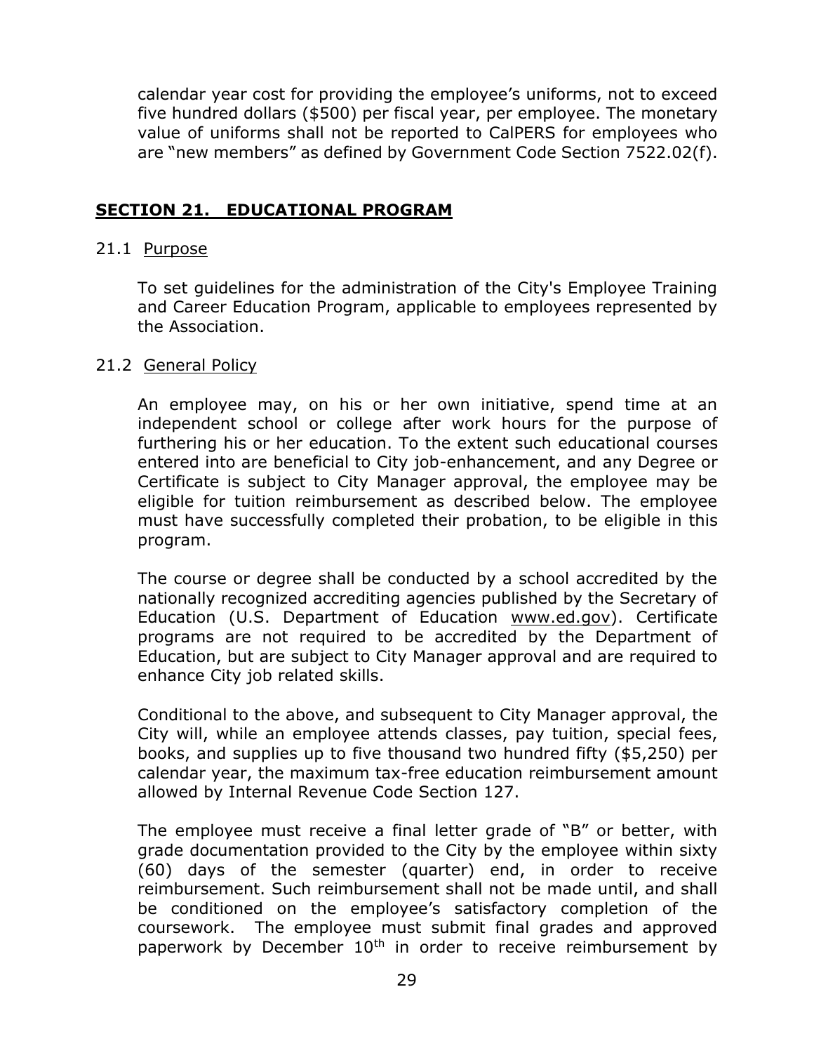calendar year cost for providing the employee's uniforms, not to exceed five hundred dollars ($500) per fiscal year, per employee. The monetary value of uniforms shall not be reported to CalPERS for employees who are "new members" as defined by Government Code Section 7522.02(f).

## SECTION 21. EDUCATIONAL PROGRAM

21.1 Purpose

To set guidelines for the administration of the City's Employee Training and Career Education Program, applicable to employees represented by the Association.

21.2 General Policy

An employee may, on his or her own initiative, spend time at an independent school or college after work hours for the purpose of furthering his or her education. To the extent such educational courses entered into are beneficial to City job-enhancement, and any Degree or Certificate is subject to City Manager approval, the employee may be eligible for tuition reimbursement as described below. The employee must have successfully completed their probation, to be eligible in this program.

The course or degree shall be conducted by a school accredited by the nationally recognized accrediting agencies published by the Secretary of Education (U.S. Department of Education www.ed.gov). Certificate programs are not required to be accredited by the Department of Education, but are subject to City Manager approval and are required to enhance City job related skills.

Conditional to the above, and subsequent to City Manager approval, the City will, while an employee attends classes, pay tuition, special fees, books, and supplies up to five thousand two hundred fifty ($5,250) per calendar year, the maximum tax-free education reimbursement amount allowed by Internal Revenue Code Section 127.

The employee must receive a final letter grade of "B" or better, with grade documentation provided to the City by the employee within sixty (60) days of the semester (quarter) end, in order to receive reimbursement. Such reimbursement shall not be made until, and shall be conditioned on the employee's satisfactory completion of the coursework. The employee must submit final grades and approved paperwork by December 10th in order to receive reimbursement by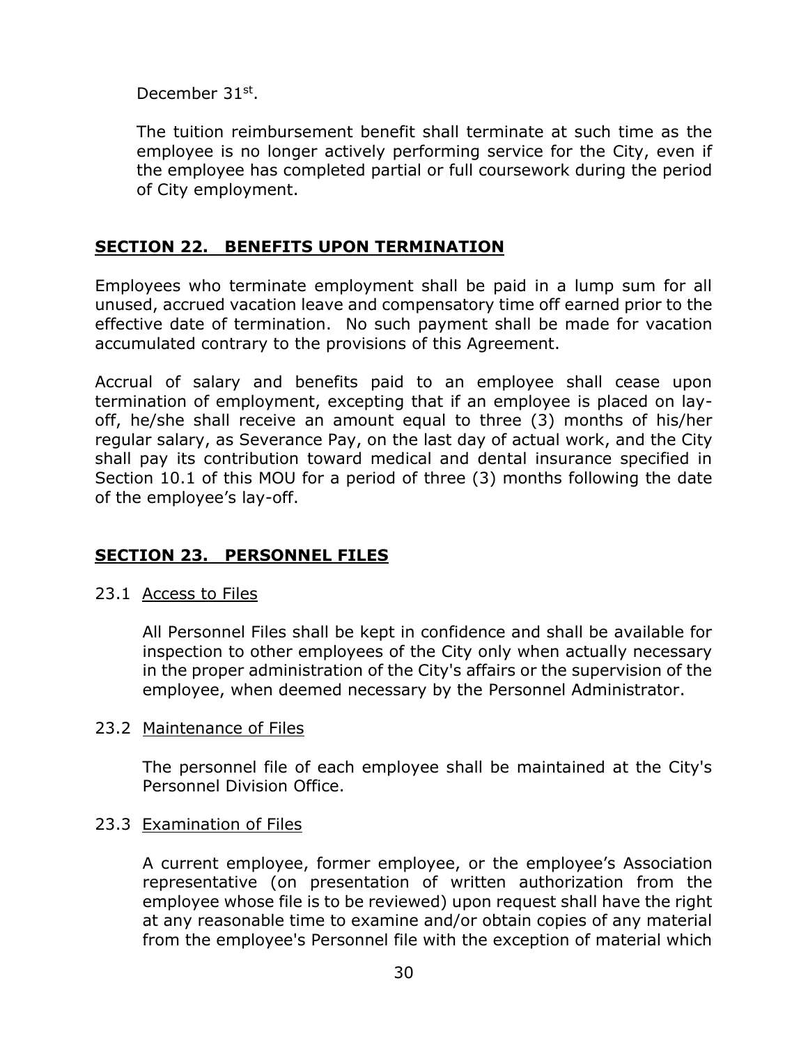December 31st.

The tuition reimbursement benefit shall terminate at such time as the employee is no longer actively performing service for the City, even if the employee has completed partial or full coursework during the period of City employment.

## SECTION 22. BENEFITS UPON TERMINATION

Employees who terminate employment shall be paid in a lump sum for all unused, accrued vacation leave and compensatory time off earned prior to the effective date of termination. No such payment shall be made for vacation accumulated contrary to the provisions of this Agreement.

Accrual of salary and benefits paid to an employee shall cease upon termination of employment, excepting that if an employee is placed on lay-off, he/she shall receive an amount equal to three (3) months of his/her regular salary, as Severance Pay, on the last day of actual work, and the City shall pay its contribution toward medical and dental insurance specified in Section 10.1 of this MOU for a period of three (3) months following the date of the employee's lay-off.

## SECTION 23. PERSONNEL FILES

### 23.1 Access to Files

All Personnel Files shall be kept in confidence and shall be available for inspection to other employees of the City only when actually necessary in the proper administration of the City's affairs or the supervision of the employee, when deemed necessary by the Personnel Administrator.

### 23.2 Maintenance of Files

The personnel file of each employee shall be maintained at the City's Personnel Division Office.

### 23.3 Examination of Files

A current employee, former employee, or the employee's Association representative (on presentation of written authorization from the employee whose file is to be reviewed) upon request shall have the right at any reasonable time to examine and/or obtain copies of any material from the employee's Personnel file with the exception of material which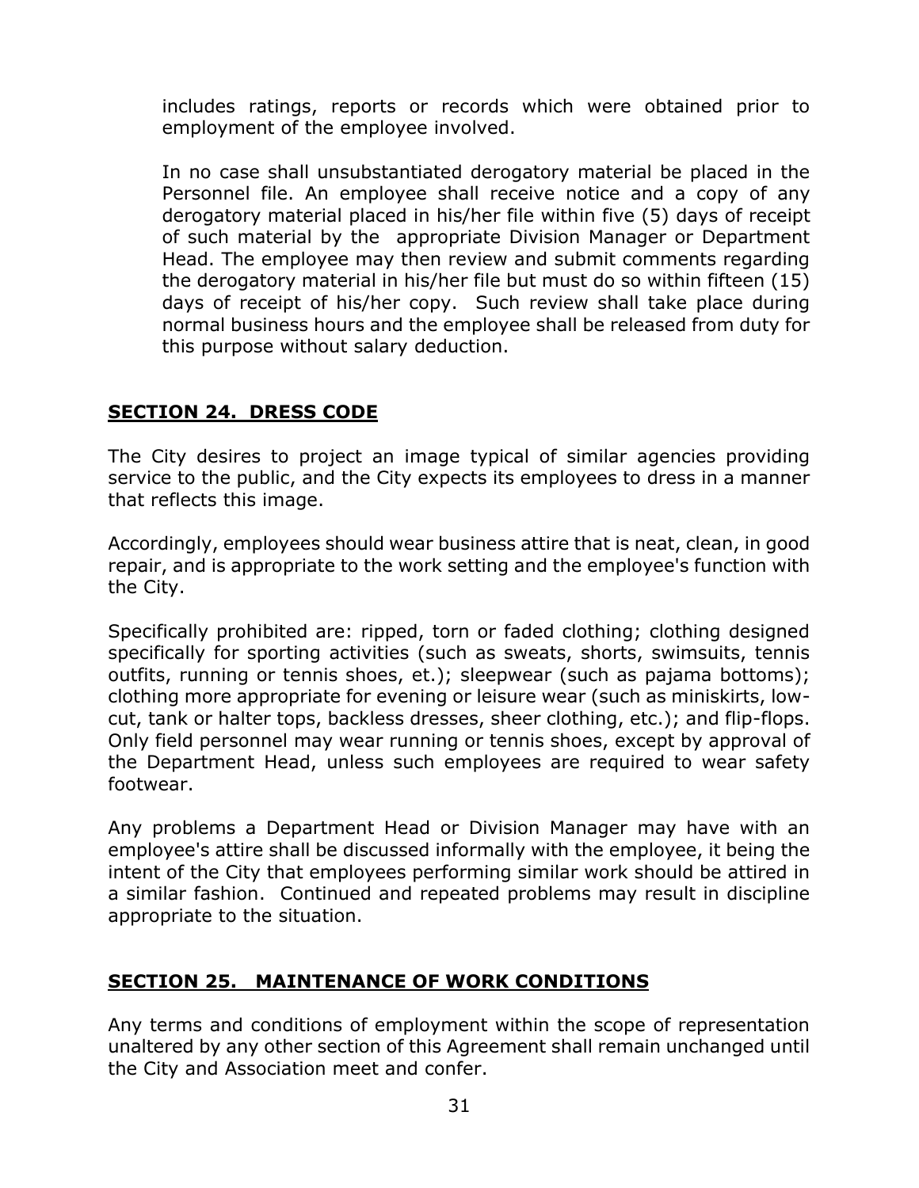includes ratings, reports or records which were obtained prior to employment of the employee involved.

In no case shall unsubstantiated derogatory material be placed in the Personnel file. An employee shall receive notice and a copy of any derogatory material placed in his/her file within five (5) days of receipt of such material by the appropriate Division Manager or Department Head. The employee may then review and submit comments regarding the derogatory material in his/her file but must do so within fifteen (15) days of receipt of his/her copy. Such review shall take place during normal business hours and the employee shall be released from duty for this purpose without salary deduction.

## SECTION 24. DRESS CODE

The City desires to project an image typical of similar agencies providing service to the public, and the City expects its employees to dress in a manner that reflects this image.

Accordingly, employees should wear business attire that is neat, clean, in good repair, and is appropriate to the work setting and the employee's function with the City.

Specifically prohibited are: ripped, torn or faded clothing; clothing designed specifically for sporting activities (such as sweats, shorts, swimsuits, tennis outfits, running or tennis shoes, et.); sleepwear (such as pajama bottoms); clothing more appropriate for evening or leisure wear (such as miniskirts, low-cut, tank or halter tops, backless dresses, sheer clothing, etc.); and flip-flops. Only field personnel may wear running or tennis shoes, except by approval of the Department Head, unless such employees are required to wear safety footwear.

Any problems a Department Head or Division Manager may have with an employee's attire shall be discussed informally with the employee, it being the intent of the City that employees performing similar work should be attired in a similar fashion. Continued and repeated problems may result in discipline appropriate to the situation.

## SECTION 25. MAINTENANCE OF WORK CONDITIONS

Any terms and conditions of employment within the scope of representation unaltered by any other section of this Agreement shall remain unchanged until the City and Association meet and confer.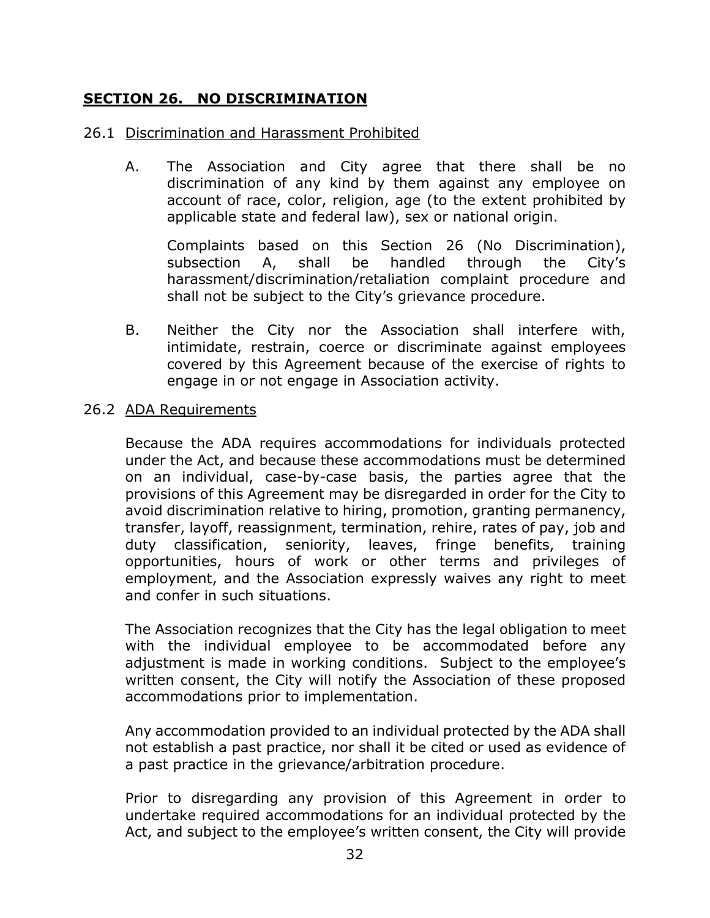## SECTION 26. NO DISCRIMINATION

26.1 Discrimination and Harassment Prohibited

A. The Association and City agree that there shall be no discrimination of any kind by them against any employee on account of race, color, religion, age (to the extent prohibited by applicable state and federal law), sex or national origin.

Complaints based on this Section 26 (No Discrimination), subsection A, shall be handled through the City's harassment/discrimination/retaliation complaint procedure and shall not be subject to the City's grievance procedure.

B. Neither the City nor the Association shall interfere with, intimidate, restrain, coerce or discriminate against employees covered by this Agreement because of the exercise of rights to engage in or not engage in Association activity.

26.2 ADA Requirements

Because the ADA requires accommodations for individuals protected under the Act, and because these accommodations must be determined on an individual, case-by-case basis, the parties agree that the provisions of this Agreement may be disregarded in order for the City to avoid discrimination relative to hiring, promotion, granting permanency, transfer, layoff, reassignment, termination, rehire, rates of pay, job and duty classification, seniority, leaves, fringe benefits, training opportunities, hours of work or other terms and privileges of employment, and the Association expressly waives any right to meet and confer in such situations.

The Association recognizes that the City has the legal obligation to meet with the individual employee to be accommodated before any adjustment is made in working conditions. Subject to the employee's written consent, the City will notify the Association of these proposed accommodations prior to implementation.

Any accommodation provided to an individual protected by the ADA shall not establish a past practice, nor shall it be cited or used as evidence of a past practice in the grievance/arbitration procedure.

Prior to disregarding any provision of this Agreement in order to undertake required accommodations for an individual protected by the Act, and subject to the employee's written consent, the City will provide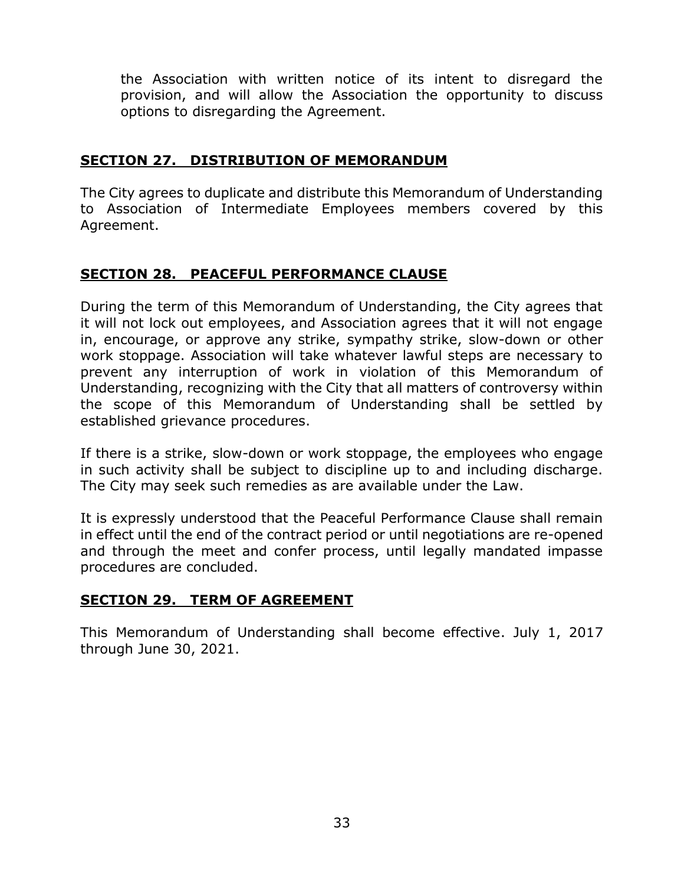the Association with written notice of its intent to disregard the provision, and will allow the Association the opportunity to discuss options to disregarding the Agreement.

## <u>**SECTION 27. DISTRIBUTION OF MEMORANDUM**</u>

The City agrees to duplicate and distribute this Memorandum of Understanding to Association of Intermediate Employees members covered by this Agreement.

## <u>**SECTION 28. PEACEFUL PERFORMANCE CLAUSE**</u>

During the term of this Memorandum of Understanding, the City agrees that it will not lock out employees, and Association agrees that it will not engage in, encourage, or approve any strike, sympathy strike, slow-down or other work stoppage. Association will take whatever lawful steps are necessary to prevent any interruption of work in violation of this Memorandum of Understanding, recognizing with the City that all matters of controversy within the scope of this Memorandum of Understanding shall be settled by established grievance procedures.

If there is a strike, slow-down or work stoppage, the employees who engage in such activity shall be subject to discipline up to and including discharge. The City may seek such remedies as are available under the Law.

It is expressly understood that the Peaceful Performance Clause shall remain in effect until the end of the contract period or until negotiations are re-opened and through the meet and confer process, until legally mandated impasse procedures are concluded.

## <u>**SECTION 29. TERM OF AGREEMENT**</u>

This Memorandum of Understanding shall become effective. July 1, 2017 through June 30, 2021.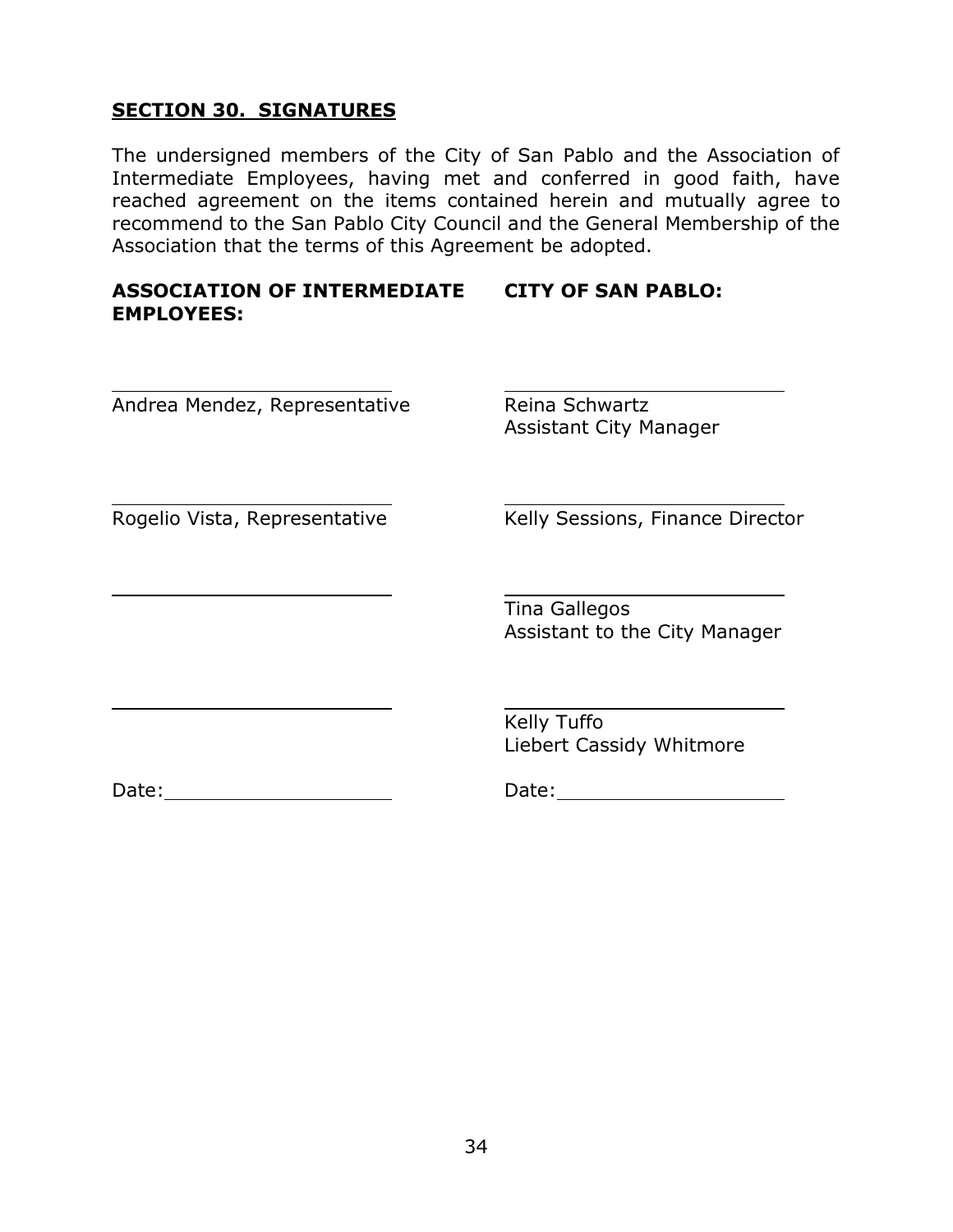## SECTION 30. SIGNATURES

The undersigned members of the City of San Pablo and the Association of Intermediate Employees, having met and conferred in good faith, have reached agreement on the items contained herein and mutually agree to recommend to the San Pablo City Council and the General Membership of the Association that the terms of this Agreement be adopted.

| **ASSOCIATION OF INTERMEDIATE EMPLOYEES:** | **CITY OF SAN PABLO:** |
|---|---|
| ______________________ | ______________________ |
| Andrea Mendez, Representative | Reina Schwartz<br>Assistant City Manager |
| ______________________ | ______________________ |
| Rogelio Vista, Representative | Kelly Sessions, Finance Director |
| ______________________ | ______________________ |
| | Tina Gallegos<br>Assistant to the City Manager |
| ______________________ | ______________________ |
| | Kelly Tuffo<br>Liebert Cassidy Whitmore |
| Date: ________________ | Date: ________________ |